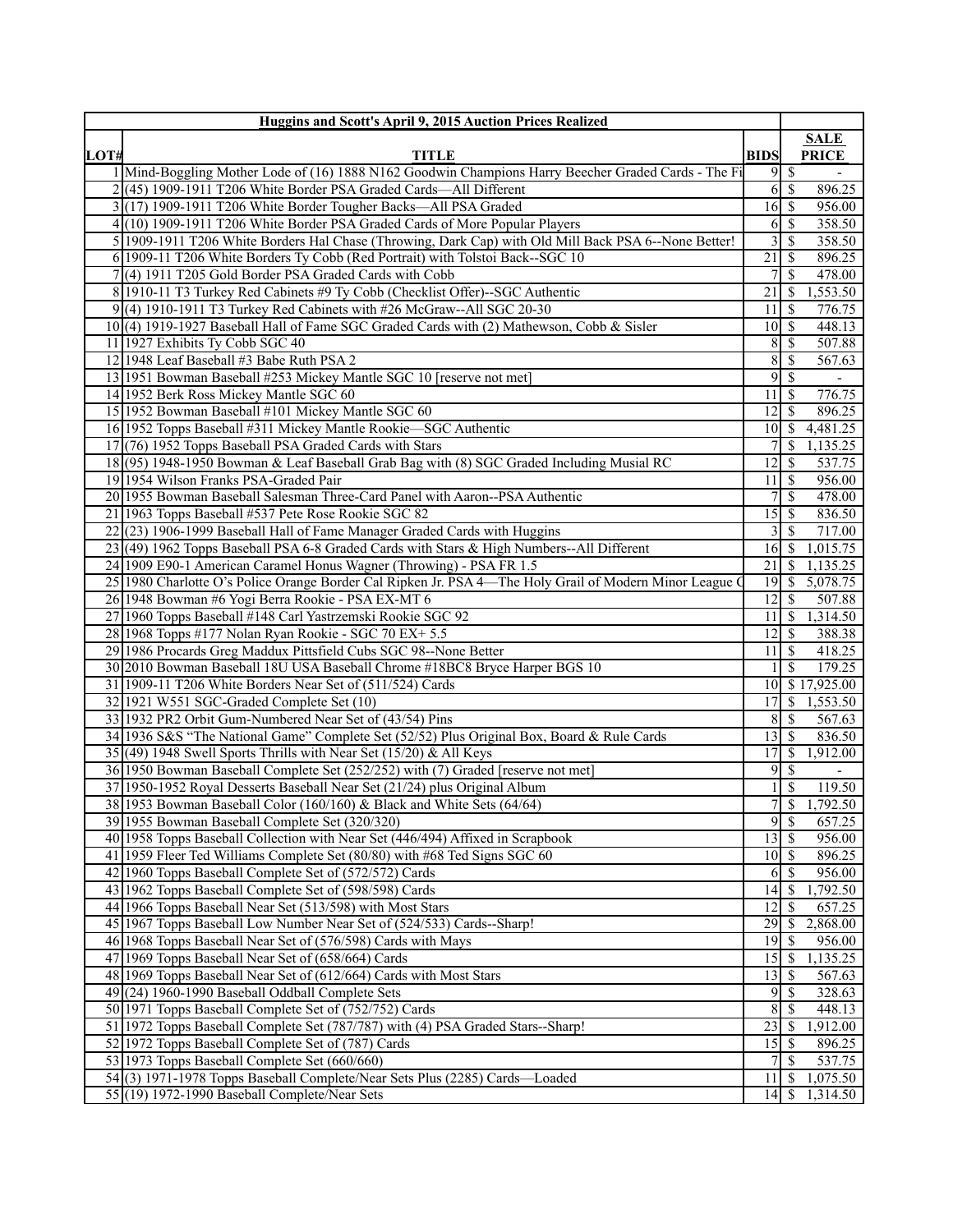**Huggins and Scott's April 9, 2015 Auction Prices Realized**

| LOT# | TITLE | BIDS | SALE PRICE |
|---|---|---|---|
| 1 | Mind-Boggling Mother Lode of (16) 1888 N162 Goodwin Champions Harry Beecher Graded Cards - The Fi | 9 | $ - |
| 2 | (45) 1909-1911 T206 White Border PSA Graded Cards—All Different | 6 | $ 896.25 |
| 3 | (17) 1909-1911 T206 White Border Tougher Backs—All PSA Graded | 16 | $ 956.00 |
| 4 | (10) 1909-1911 T206 White Border PSA Graded Cards of More Popular Players | 6 | $ 358.50 |
| 5 | 1909-1911 T206 White Borders Hal Chase (Throwing, Dark Cap) with Old Mill Back PSA 6--None Better! | 3 | $ 358.50 |
| 6 | 1909-11 T206 White Borders Ty Cobb (Red Portrait) with Tolstoi Back--SGC 10 | 21 | $ 896.25 |
| 7 | (4) 1911 T205 Gold Border PSA Graded Cards with Cobb | 7 | $ 478.00 |
| 8 | 1910-11 T3 Turkey Red Cabinets #9 Ty Cobb (Checklist Offer)--SGC Authentic | 21 | $ 1,553.50 |
| 9 | (4) 1910-1911 T3 Turkey Red Cabinets with #26 McGraw--All SGC 20-30 | 11 | $ 776.75 |
| 10 | (4) 1919-1927 Baseball Hall of Fame SGC Graded Cards with (2) Mathewson, Cobb & Sisler | 10 | $ 448.13 |
| 11 | 1927 Exhibits Ty Cobb SGC 40 | 8 | $ 507.88 |
| 12 | 1948 Leaf Baseball #3 Babe Ruth PSA 2 | 8 | $ 567.63 |
| 13 | 1951 Bowman Baseball #253 Mickey Mantle SGC 10 [reserve not met] | 9 | $ - |
| 14 | 1952 Berk Ross Mickey Mantle SGC 60 | 11 | $ 776.75 |
| 15 | 1952 Bowman Baseball #101 Mickey Mantle SGC 60 | 12 | $ 896.25 |
| 16 | 1952 Topps Baseball #311 Mickey Mantle Rookie—SGC Authentic | 10 | $ 4,481.25 |
| 17 | (76) 1952 Topps Baseball PSA Graded Cards with Stars | 7 | $ 1,135.25 |
| 18 | (95) 1948-1950 Bowman & Leaf Baseball Grab Bag with (8) SGC Graded Including Musial RC | 12 | $ 537.75 |
| 19 | 1954 Wilson Franks PSA-Graded Pair | 11 | $ 956.00 |
| 20 | 1955 Bowman Baseball Salesman Three-Card Panel with Aaron--PSA Authentic | 7 | $ 478.00 |
| 21 | 1963 Topps Baseball #537 Pete Rose Rookie SGC 82 | 15 | $ 836.50 |
| 22 | (23) 1906-1999 Baseball Hall of Fame Manager Graded Cards with Huggins | 3 | $ 717.00 |
| 23 | (49) 1962 Topps Baseball PSA 6-8 Graded Cards with Stars & High Numbers--All Different | 16 | $ 1,015.75 |
| 24 | 1909 E90-1 American Caramel Honus Wagner (Throwing) - PSA FR 1.5 | 21 | $ 1,135.25 |
| 25 | 1980 Charlotte O's Police Orange Border Cal Ripken Jr. PSA 4—The Holy Grail of Modern Minor League C | 19 | $ 5,078.75 |
| 26 | 1948 Bowman #6 Yogi Berra Rookie - PSA EX-MT 6 | 12 | $ 507.88 |
| 27 | 1960 Topps Baseball #148 Carl Yastrzemski Rookie SGC 92 | 11 | $ 1,314.50 |
| 28 | 1968 Topps #177 Nolan Ryan Rookie - SGC 70 EX+ 5.5 | 12 | $ 388.38 |
| 29 | 1986 Procards Greg Maddux Pittsfield Cubs SGC 98--None Better | 11 | $ 418.25 |
| 30 | 2010 Bowman Baseball 18U USA Baseball Chrome #18BC8 Bryce Harper BGS 10 | 1 | $ 179.25 |
| 31 | 1909-11 T206 White Borders Near Set of (511/524) Cards | 10 | $ 17,925.00 |
| 32 | 1921 W551 SGC-Graded Complete Set (10) | 17 | $ 1,553.50 |
| 33 | 1932 PR2 Orbit Gum-Numbered Near Set of (43/54) Pins | 8 | $ 567.63 |
| 34 | 1936 S&S "The National Game" Complete Set (52/52) Plus Original Box, Board & Rule Cards | 13 | $ 836.50 |
| 35 | (49) 1948 Swell Sports Thrills with Near Set (15/20) & All Keys | 17 | $ 1,912.00 |
| 36 | 1950 Bowman Baseball Complete Set (252/252) with (7) Graded [reserve not met] | 9 | $ - |
| 37 | 1950-1952 Royal Desserts Baseball Near Set (21/24) plus Original Album | 1 | $ 119.50 |
| 38 | 1953 Bowman Baseball Color (160/160) & Black and White Sets (64/64) | 7 | $ 1,792.50 |
| 39 | 1955 Bowman Baseball Complete Set (320/320) | 9 | $ 657.25 |
| 40 | 1958 Topps Baseball Collection with Near Set (446/494) Affixed in Scrapbook | 13 | $ 956.00 |
| 41 | 1959 Fleer Ted Williams Complete Set (80/80) with #68 Ted Signs SGC 60 | 10 | $ 896.25 |
| 42 | 1960 Topps Baseball Complete Set of (572/572) Cards | 6 | $ 956.00 |
| 43 | 1962 Topps Baseball Complete Set of (598/598) Cards | 14 | $ 1,792.50 |
| 44 | 1966 Topps Baseball Near Set (513/598) with Most Stars | 12 | $ 657.25 |
| 45 | 1967 Topps Baseball Low Number Near Set of (524/533) Cards--Sharp! | 29 | $ 2,868.00 |
| 46 | 1968 Topps Baseball Near Set of (576/598) Cards with Mays | 19 | $ 956.00 |
| 47 | 1969 Topps Baseball Near Set of (658/664) Cards | 15 | $ 1,135.25 |
| 48 | 1969 Topps Baseball Near Set of (612/664) Cards with Most Stars | 13 | $ 567.63 |
| 49 | (24) 1960-1990 Baseball Oddball Complete Sets | 9 | $ 328.63 |
| 50 | 1971 Topps Baseball Complete Set of (752/752) Cards | 8 | $ 448.13 |
| 51 | 1972 Topps Baseball Complete Set (787/787) with (4) PSA Graded Stars--Sharp! | 23 | $ 1,912.00 |
| 52 | 1972 Topps Baseball Complete Set of (787) Cards | 15 | $ 896.25 |
| 53 | 1973 Topps Baseball Complete Set (660/660) | 7 | $ 537.75 |
| 54 | (3) 1971-1978 Topps Baseball Complete/Near Sets Plus (2285) Cards—Loaded | 11 | $ 1,075.50 |
| 55 | (19) 1972-1990 Baseball Complete/Near Sets | 14 | $ 1,314.50 |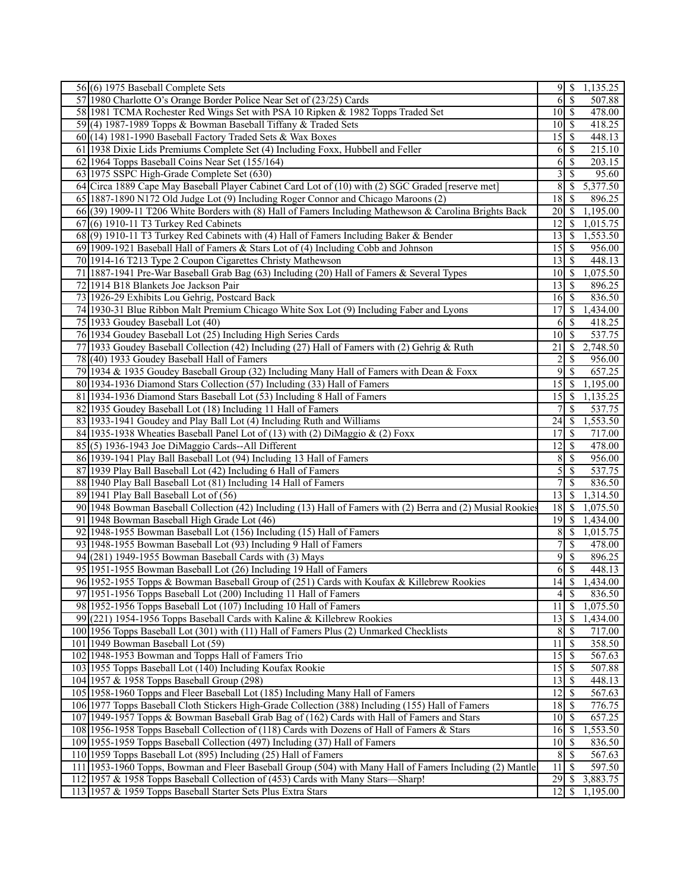| | | | |
|---|---|---|---|
| 56 | (6) 1975 Baseball Complete Sets | 9 | $ 1,135.25 |
| 57 | 1980 Charlotte O's Orange Border Police Near Set of (23/25) Cards | 6 | $ 507.88 |
| 58 | 1981 TCMA Rochester Red Wings Set with PSA 10 Ripken & 1982 Topps Traded Set | 10 | $ 478.00 |
| 59 | (4) 1987-1989 Topps & Bowman Baseball Tiffany & Traded Sets | 10 | $ 418.25 |
| 60 | (14) 1981-1990 Baseball Factory Traded Sets & Wax Boxes | 15 | $ 448.13 |
| 61 | 1938 Dixie Lids Premiums Complete Set (4) Including Foxx, Hubbell and Feller | 6 | $ 215.10 |
| 62 | 1964 Topps Baseball Coins Near Set (155/164) | 6 | $ 203.15 |
| 63 | 1975 SSPC High-Grade Complete Set (630) | 3 | $ 95.60 |
| 64 | Circa 1889 Cape May Baseball Player Cabinet Card Lot of (10) with (2) SGC Graded [reserve met] | 8 | $ 5,377.50 |
| 65 | 1887-1890 N172 Old Judge Lot (9) Including Roger Connor and Chicago Maroons (2) | 18 | $ 896.25 |
| 66 | (39) 1909-11 T206 White Borders with (8) Hall of Famers Including Mathewson & Carolina Brights Back | 20 | $ 1,195.00 |
| 67 | (6) 1910-11 T3 Turkey Red Cabinets | 12 | $ 1,015.75 |
| 68 | (9) 1910-11 T3 Turkey Red Cabinets with (4) Hall of Famers Including Baker & Bender | 13 | $ 1,553.50 |
| 69 | 1909-1921 Baseball Hall of Famers & Stars Lot of (4) Including Cobb and Johnson | 15 | $ 956.00 |
| 70 | 1914-16 T213 Type 2 Coupon Cigarettes Christy Mathewson | 13 | $ 448.13 |
| 71 | 1887-1941 Pre-War Baseball Grab Bag (63) Including (20) Hall of Famers & Several Types | 10 | $ 1,075.50 |
| 72 | 1914 B18 Blankets Joe Jackson Pair | 13 | $ 896.25 |
| 73 | 1926-29 Exhibits Lou Gehrig, Postcard Back | 16 | $ 836.50 |
| 74 | 1930-31 Blue Ribbon Malt Premium Chicago White Sox Lot (9) Including Faber and Lyons | 17 | $ 1,434.00 |
| 75 | 1933 Goudey Baseball Lot (40) | 6 | $ 418.25 |
| 76 | 1934 Goudey Baseball Lot (25) Including High Series Cards | 10 | $ 537.75 |
| 77 | 1933 Goudey Baseball Collection (42) Including (27) Hall of Famers with (2) Gehrig & Ruth | 21 | $ 2,748.50 |
| 78 | (40) 1933 Goudey Baseball Hall of Famers | 2 | $ 956.00 |
| 79 | 1934 & 1935 Goudey Baseball Group (32) Including Many Hall of Famers with Dean & Foxx | 9 | $ 657.25 |
| 80 | 1934-1936 Diamond Stars Collection (57) Including (33) Hall of Famers | 15 | $ 1,195.00 |
| 81 | 1934-1936 Diamond Stars Baseball Lot (53) Including 8 Hall of Famers | 15 | $ 1,135.25 |
| 82 | 1935 Goudey Baseball Lot (18) Including 11 Hall of Famers | 7 | $ 537.75 |
| 83 | 1933-1941 Goudey and Play Ball Lot (4) Including Ruth and Williams | 24 | $ 1,553.50 |
| 84 | 1935-1938 Wheaties Baseball Panel Lot of (13) with (2) DiMaggio & (2) Foxx | 17 | $ 717.00 |
| 85 | (5) 1936-1943 Joe DiMaggio Cards--All Different | 12 | $ 478.00 |
| 86 | 1939-1941 Play Ball Baseball Lot (94) Including 13 Hall of Famers | 8 | $ 956.00 |
| 87 | 1939 Play Ball Baseball Lot (42) Including 6 Hall of Famers | 5 | $ 537.75 |
| 88 | 1940 Play Ball Baseball Lot (81) Including 14 Hall of Famers | 7 | $ 836.50 |
| 89 | 1941 Play Ball Baseball Lot of (56) | 13 | $ 1,314.50 |
| 90 | 1948 Bowman Baseball Collection (42) Including (13) Hall of Famers with (2) Berra and (2) Musial Rookies | 18 | $ 1,075.50 |
| 91 | 1948 Bowman Baseball High Grade Lot (46) | 19 | $ 1,434.00 |
| 92 | 1948-1955 Bowman Baseball Lot (156) Including (15) Hall of Famers | 8 | $ 1,015.75 |
| 93 | 1948-1955 Bowman Baseball Lot (93) Including 9 Hall of Famers | 7 | $ 478.00 |
| 94 | (281) 1949-1955 Bowman Baseball Cards with (3) Mays | 9 | $ 896.25 |
| 95 | 1951-1955 Bowman Baseball Lot (26) Including 19 Hall of Famers | 6 | $ 448.13 |
| 96 | 1952-1955 Topps & Bowman Baseball Group of (251) Cards with Koufax & Killebrew Rookies | 14 | $ 1,434.00 |
| 97 | 1951-1956 Topps Baseball Lot (200) Including 11 Hall of Famers | 4 | $ 836.50 |
| 98 | 1952-1956 Topps Baseball Lot (107) Including 10 Hall of Famers | 11 | $ 1,075.50 |
| 99 | (221) 1954-1956 Topps Baseball Cards with Kaline & Killebrew Rookies | 13 | $ 1,434.00 |
| 100 | 1956 Topps Baseball Lot (301) with (11) Hall of Famers Plus (2) Unmarked Checklists | 8 | $ 717.00 |
| 101 | 1949 Bowman Baseball Lot (59) | 11 | $ 358.50 |
| 102 | 1948-1953 Bowman and Topps Hall of Famers Trio | 15 | $ 567.63 |
| 103 | 1955 Topps Baseball Lot (140) Including Koufax Rookie | 15 | $ 507.88 |
| 104 | 1957 & 1958 Topps Baseball Group (298) | 13 | $ 448.13 |
| 105 | 1958-1960 Topps and Fleer Baseball Lot (185) Including Many Hall of Famers | 12 | $ 567.63 |
| 106 | 1977 Topps Baseball Cloth Stickers High-Grade Collection (388) Including (155) Hall of Famers | 18 | $ 776.75 |
| 107 | 1949-1957 Topps & Bowman Baseball Grab Bag of (162) Cards with Hall of Famers and Stars | 10 | $ 657.25 |
| 108 | 1956-1958 Topps Baseball Collection of (118) Cards with Dozens of Hall of Famers & Stars | 16 | $ 1,553.50 |
| 109 | 1955-1959 Topps Baseball Collection (497) Including (37) Hall of Famers | 10 | $ 836.50 |
| 110 | 1959 Topps Baseball Lot (895) Including (25) Hall of Famers | 8 | $ 567.63 |
| 111 | 1953-1960 Topps, Bowman and Fleer Baseball Group (504) with Many Hall of Famers Including (2) Mantle | 11 | $ 597.50 |
| 112 | 1957 & 1958 Topps Baseball Collection of (453) Cards with Many Stars—Sharp! | 29 | $ 3,883.75 |
| 113 | 1957 & 1959 Topps Baseball Starter Sets Plus Extra Stars | 12 | $ 1,195.00 |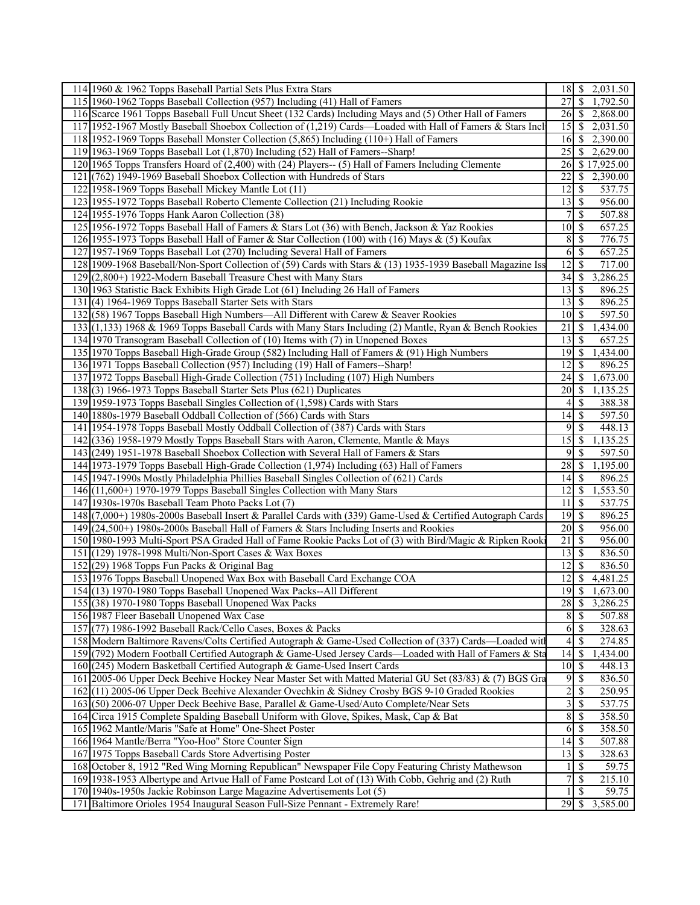| | | | | |
|---|---|---|---|---|
| 114 | 1960 & 1962 Topps Baseball Partial Sets Plus Extra Stars | 18 | $ | 2,031.50 |
| 115 | 1960-1962 Topps Baseball Collection (957) Including (41) Hall of Famers | 27 | $ | 1,792.50 |
| 116 | Scarce 1961 Topps Baseball Full Uncut Sheet (132 Cards) Including Mays and (5) Other Hall of Famers | 26 | $ | 2,868.00 |
| 117 | 1952-1967 Mostly Baseball Shoebox Collection of (1,219) Cards—Loaded with Hall of Famers & Stars Incl | 15 | $ | 2,031.50 |
| 118 | 1952-1969 Topps Baseball Monster Collection (5,865) Including (110+) Hall of Famers | 16 | $ | 2,390.00 |
| 119 | 1963-1969 Topps Baseball Lot (1,870) Including (52) Hall of Famers--Sharp! | 25 | $ | 2,629.00 |
| 120 | 1965 Topps Transfers Hoard of (2,400) with (24) Players-- (5) Hall of Famers Including Clemente | 26 | $ | 17,925.00 |
| 121 | (762) 1949-1969 Baseball Shoebox Collection with Hundreds of Stars | 22 | $ | 2,390.00 |
| 122 | 1958-1969 Topps Baseball Mickey Mantle Lot (11) | 12 | $ | 537.75 |
| 123 | 1955-1972 Topps Baseball Roberto Clemente Collection (21) Including Rookie | 13 | $ | 956.00 |
| 124 | 1955-1976 Topps Hank Aaron Collection (38) | 7 | $ | 507.88 |
| 125 | 1956-1972 Topps Baseball Hall of Famers & Stars Lot (36) with Bench, Jackson & Yaz Rookies | 10 | $ | 657.25 |
| 126 | 1955-1973 Topps Baseball Hall of Famer & Star Collection (100) with (16) Mays & (5) Koufax | 8 | $ | 776.75 |
| 127 | 1957-1969 Topps Baseball Lot (270) Including Several Hall of Famers | 6 | $ | 657.25 |
| 128 | 1909-1968 Baseball/Non-Sport Collection of (59) Cards with Stars & (13) 1935-1939 Baseball Magazine Iss | 12 | $ | 717.00 |
| 129 | (2,800+) 1922-Modern Baseball Treasure Chest with Many Stars | 34 | $ | 3,286.25 |
| 130 | 1963 Statistic Back Exhibits High Grade Lot (61) Including 26 Hall of Famers | 13 | $ | 896.25 |
| 131 | (4) 1964-1969 Topps Baseball Starter Sets with Stars | 13 | $ | 896.25 |
| 132 | (58) 1967 Topps Baseball High Numbers—All Different with Carew & Seaver Rookies | 10 | $ | 597.50 |
| 133 | (1,133) 1968 & 1969 Topps Baseball Cards with Many Stars Including (2) Mantle, Ryan & Bench Rookies | 21 | $ | 1,434.00 |
| 134 | 1970 Transogram Baseball Collection of (10) Items with (7) in Unopened Boxes | 13 | $ | 657.25 |
| 135 | 1970 Topps Baseball High-Grade Group (582) Including Hall of Famers & (91) High Numbers | 19 | $ | 1,434.00 |
| 136 | 1971 Topps Baseball Collection (957) Including (19) Hall of Famers--Sharp! | 12 | $ | 896.25 |
| 137 | 1972 Topps Baseball High-Grade Collection (751) Including (107) High Numbers | 24 | $ | 1,673.00 |
| 138 | (3) 1966-1973 Topps Baseball Starter Sets Plus (621) Duplicates | 20 | $ | 1,135.25 |
| 139 | 1959-1973 Topps Baseball Singles Collection of (1,598) Cards with Stars | 4 | $ | 388.38 |
| 140 | 1880s-1979 Baseball Oddball Collection of (566) Cards with Stars | 14 | $ | 597.50 |
| 141 | 1954-1978 Topps Baseball Mostly Oddball Collection of (387) Cards with Stars | 9 | $ | 448.13 |
| 142 | (336) 1958-1979 Mostly Topps Baseball Stars with Aaron, Clemente, Mantle & Mays | 15 | $ | 1,135.25 |
| 143 | (249) 1951-1978 Baseball Shoebox Collection with Several Hall of Famers & Stars | 9 | $ | 597.50 |
| 144 | 1973-1979 Topps Baseball High-Grade Collection (1,974) Including (63) Hall of Famers | 28 | $ | 1,195.00 |
| 145 | 1947-1990s Mostly Philadelphia Phillies Baseball Singles Collection of (621) Cards | 14 | $ | 896.25 |
| 146 | (11,600+) 1970-1979 Topps Baseball Singles Collection with Many Stars | 12 | $ | 1,553.50 |
| 147 | 1930s-1970s Baseball Team Photo Packs Lot (7) | 11 | $ | 537.75 |
| 148 | (7,000+) 1980s-2000s Baseball Insert & Parallel Cards with (339) Game-Used & Certified Autograph Cards | 19 | $ | 896.25 |
| 149 | (24,500+) 1980s-2000s Baseball Hall of Famers & Stars Including Inserts and Rookies | 20 | $ | 956.00 |
| 150 | 1980-1993 Multi-Sport PSA Graded Hall of Fame Rookie Packs Lot of (3) with Bird/Magic & Ripken Rooki | 21 | $ | 956.00 |
| 151 | (129) 1978-1998 Multi/Non-Sport Cases & Wax Boxes | 13 | $ | 836.50 |
| 152 | (29) 1968 Topps Fun Packs & Original Bag | 12 | $ | 836.50 |
| 153 | 1976 Topps Baseball Unopened Wax Box with Baseball Card Exchange COA | 12 | $ | 4,481.25 |
| 154 | (13) 1970-1980 Topps Baseball Unopened Wax Packs--All Different | 19 | $ | 1,673.00 |
| 155 | (38) 1970-1980 Topps Baseball Unopened Wax Packs | 28 | $ | 3,286.25 |
| 156 | 1987 Fleer Baseball Unopened Wax Case | 8 | $ | 507.88 |
| 157 | (77) 1986-1992 Baseball Rack/Cello Cases, Boxes & Packs | 6 | $ | 328.63 |
| 158 | Modern Baltimore Ravens/Colts Certified Autograph & Game-Used Collection of (337) Cards—Loaded witl | 4 | $ | 274.85 |
| 159 | (792) Modern Football Certified Autograph & Game-Used Jersey Cards—Loaded with Hall of Famers & Sta | 14 | $ | 1,434.00 |
| 160 | (245) Modern Basketball Certified Autograph & Game-Used Insert Cards | 10 | $ | 448.13 |
| 161 | 2005-06 Upper Deck Beehive Hockey Near Master Set with Matted Material GU Set (83/83) & (7) BGS Gra | 9 | $ | 836.50 |
| 162 | (11) 2005-06 Upper Deck Beehive Alexander Ovechkin & Sidney Crosby BGS 9-10 Graded Rookies | 2 | $ | 250.95 |
| 163 | (50) 2006-07 Upper Deck Beehive Base, Parallel & Game-Used/Auto Complete/Near Sets | 3 | $ | 537.75 |
| 164 | Circa 1915 Complete Spalding Baseball Uniform with Glove, Spikes, Mask, Cap & Bat | 8 | $ | 358.50 |
| 165 | 1962 Mantle/Maris "Safe at Home" One-Sheet Poster | 6 | $ | 358.50 |
| 166 | 1964 Mantle/Berra "Yoo-Hoo" Store Counter Sign | 14 | $ | 507.88 |
| 167 | 1975 Topps Baseball Cards Store Advertising Poster | 13 | $ | 328.63 |
| 168 | October 8, 1912 "Red Wing Morning Republican" Newspaper File Copy Featuring Christy Mathewson | 1 | $ | 59.75 |
| 169 | 1938-1953 Albertype and Artvue Hall of Fame Postcard Lot of (13) With Cobb, Gehrig and (2) Ruth | 7 | $ | 215.10 |
| 170 | 1940s-1950s Jackie Robinson Large Magazine Advertisements Lot (5) | 1 | $ | 59.75 |
| 171 | Baltimore Orioles 1954 Inaugural Season Full-Size Pennant - Extremely Rare! | 29 | $ | 3,585.00 |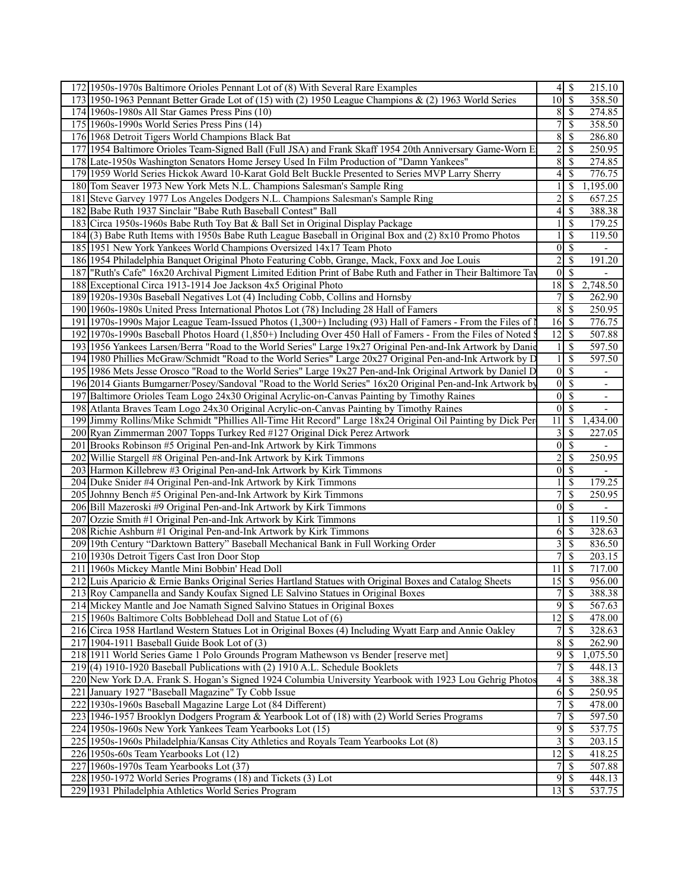| | | | | |
|---|---|---|---|---|
| 172 | 1950s-1970s Baltimore Orioles Pennant Lot of (8) With Several Rare Examples | 4 | $ | 215.10 |
| 173 | 1950-1963 Pennant Better Grade Lot of (15) with (2) 1950 League Champions & (2) 1963 World Series | 10 | $ | 358.50 |
| 174 | 1960s-1980s All Star Games Press Pins (10) | 8 | $ | 274.85 |
| 175 | 1960s-1990s World Series Press Pins (14) | 7 | $ | 358.50 |
| 176 | 1968 Detroit Tigers World Champions Black Bat | 8 | $ | 286.80 |
| 177 | 1954 Baltimore Orioles Team-Signed Ball (Full JSA) and Frank Skaff 1954 20th Anniversary Game-Worn E | 2 | $ | 250.95 |
| 178 | Late-1950s Washington Senators Home Jersey Used In Film Production of "Damn Yankees" | 8 | $ | 274.85 |
| 179 | 1959 World Series Hickok Award 10-Karat Gold Belt Buckle Presented to Series MVP Larry Sherry | 4 | $ | 776.75 |
| 180 | Tom Seaver 1973 New York Mets N.L. Champions Salesman's Sample Ring | 1 | $ | 1,195.00 |
| 181 | Steve Garvey 1977 Los Angeles Dodgers N.L. Champions Salesman's Sample Ring | 2 | $ | 657.25 |
| 182 | Babe Ruth 1937 Sinclair "Babe Ruth Baseball Contest" Ball | 4 | $ | 388.38 |
| 183 | Circa 1950s-1960s Babe Ruth Toy Bat & Ball Set in Original Display Package | 1 | $ | 179.25 |
| 184 | (3) Babe Ruth Items with 1950s Babe Ruth League Baseball in Original Box and (2) 8x10 Promo Photos | 1 | $ | 119.50 |
| 185 | 1951 New York Yankees World Champions Oversized 14x17 Team Photo | 0 | $ | - |
| 186 | 1954 Philadelphia Banquet Original Photo Featuring Cobb, Grange, Mack, Foxx and Joe Louis | 2 | $ | 191.20 |
| 187 | "Ruth's Cafe" 16x20 Archival Pigment Limited Edition Print of Babe Ruth and Father in Their Baltimore Tav | 0 | $ | - |
| 188 | Exceptional Circa 1913-1914 Joe Jackson 4x5 Original Photo | 18 | $ | 2,748.50 |
| 189 | 1920s-1930s Baseball Negatives Lot (4) Including Cobb, Collins and Hornsby | 7 | $ | 262.90 |
| 190 | 1960s-1980s United Press International Photos Lot (78) Including 28 Hall of Famers | 8 | $ | 250.95 |
| 191 | 1970s-1990s Major League Team-Issued Photos (1,300+) Including (93) Hall of Famers - From the Files of N | 16 | $ | 776.75 |
| 192 | 1970s-1990s Baseball Photos Hoard (1,850+) Including Over 450 Hall of Famers - From the Files of Noted S | 12 | $ | 507.88 |
| 193 | 1956 Yankees Larsen/Berra "Road to the World Series" Large 19x27 Original Pen-and-Ink Artwork by Danie | 1 | $ | 597.50 |
| 194 | 1980 Phillies McGraw/Schmidt "Road to the World Series" Large 20x27 Original Pen-and-Ink Artwork by D | 1 | $ | 597.50 |
| 195 | 1986 Mets Jesse Orosco "Road to the World Series" Large 19x27 Pen-and-Ink Original Artwork by Daniel D | 0 | $ | - |
| 196 | 2014 Giants Bumgarner/Posey/Sandoval "Road to the World Series" 16x20 Original Pen-and-Ink Artwork by | 0 | $ | - |
| 197 | Baltimore Orioles Team Logo 24x30 Original Acrylic-on-Canvas Painting by Timothy Raines | 0 | $ | - |
| 198 | Atlanta Braves Team Logo 24x30 Original Acrylic-on-Canvas Painting by Timothy Raines | 0 | $ | - |
| 199 | Jimmy Rollins/Mike Schmidt "Phillies All-Time Hit Record" Large 18x24 Original Oil Painting by Dick Per | 11 | $ | 1,434.00 |
| 200 | Ryan Zimmerman 2007 Topps Turkey Red #127 Original Dick Perez Artwork | 3 | $ | 227.05 |
| 201 | Brooks Robinson #5 Original Pen-and-Ink Artwork by Kirk Timmons | 0 | $ | - |
| 202 | Willie Stargell #8 Original Pen-and-Ink Artwork by Kirk Timmons | 2 | $ | 250.95 |
| 203 | Harmon Killebrew #3 Original Pen-and-Ink Artwork by Kirk Timmons | 0 | $ | - |
| 204 | Duke Snider #4 Original Pen-and-Ink Artwork by Kirk Timmons | 1 | $ | 179.25 |
| 205 | Johnny Bench #5 Original Pen-and-Ink Artwork by Kirk Timmons | 7 | $ | 250.95 |
| 206 | Bill Mazeroski #9 Original Pen-and-Ink Artwork by Kirk Timmons | 0 | $ | - |
| 207 | Ozzie Smith #1 Original Pen-and-Ink Artwork by Kirk Timmons | 1 | $ | 119.50 |
| 208 | Richie Ashburn #1 Original Pen-and-Ink Artwork by Kirk Timmons | 6 | $ | 328.63 |
| 209 | 19th Century "Darktown Battery" Baseball Mechanical Bank in Full Working Order | 3 | $ | 836.50 |
| 210 | 1930s Detroit Tigers Cast Iron Door Stop | 7 | $ | 203.15 |
| 211 | 1960s Mickey Mantle Mini Bobbin' Head Doll | 11 | $ | 717.00 |
| 212 | Luis Aparicio & Ernie Banks Original Series Hartland Statues with Original Boxes and Catalog Sheets | 15 | $ | 956.00 |
| 213 | Roy Campanella and Sandy Koufax Signed LE Salvino Statues in Original Boxes | 7 | $ | 388.38 |
| 214 | Mickey Mantle and Joe Namath Signed Salvino Statues in Original Boxes | 9 | $ | 567.63 |
| 215 | 1960s Baltimore Colts Bobblehead Doll and Statue Lot of (6) | 12 | $ | 478.00 |
| 216 | Circa 1958 Hartland Western Statues Lot in Original Boxes (4) Including Wyatt Earp and Annie Oakley | 7 | $ | 328.63 |
| 217 | 1904-1911 Baseball Guide Book Lot of (3) | 8 | $ | 262.90 |
| 218 | 1911 World Series Game 1 Polo Grounds Program Mathewson vs Bender [reserve met] | 9 | $ | 1,075.50 |
| 219 | (4) 1910-1920 Baseball Publications with (2) 1910 A.L. Schedule Booklets | 7 | $ | 448.13 |
| 220 | New York D.A. Frank S. Hogan's Signed 1924 Columbia University Yearbook with 1923 Lou Gehrig Photos | 4 | $ | 388.38 |
| 221 | January 1927 "Baseball Magazine" Ty Cobb Issue | 6 | $ | 250.95 |
| 222 | 1930s-1960s Baseball Magazine Large Lot (84 Different) | 7 | $ | 478.00 |
| 223 | 1946-1957 Brooklyn Dodgers Program & Yearbook Lot of (18) with (2) World Series Programs | 7 | $ | 597.50 |
| 224 | 1950s-1960s New York Yankees Team Yearbooks Lot (15) | 9 | $ | 537.75 |
| 225 | 1950s-1960s Philadelphia/Kansas City Athletics and Royals Team Yearbooks Lot (8) | 3 | $ | 203.15 |
| 226 | 1950s-60s Team Yearbooks Lot (12) | 12 | $ | 418.25 |
| 227 | 1960s-1970s Team Yearbooks Lot (37) | 7 | $ | 507.88 |
| 228 | 1950-1972 World Series Programs (18) and Tickets (3) Lot | 9 | $ | 448.13 |
| 229 | 1931 Philadelphia Athletics World Series Program | 13 | $ | 537.75 |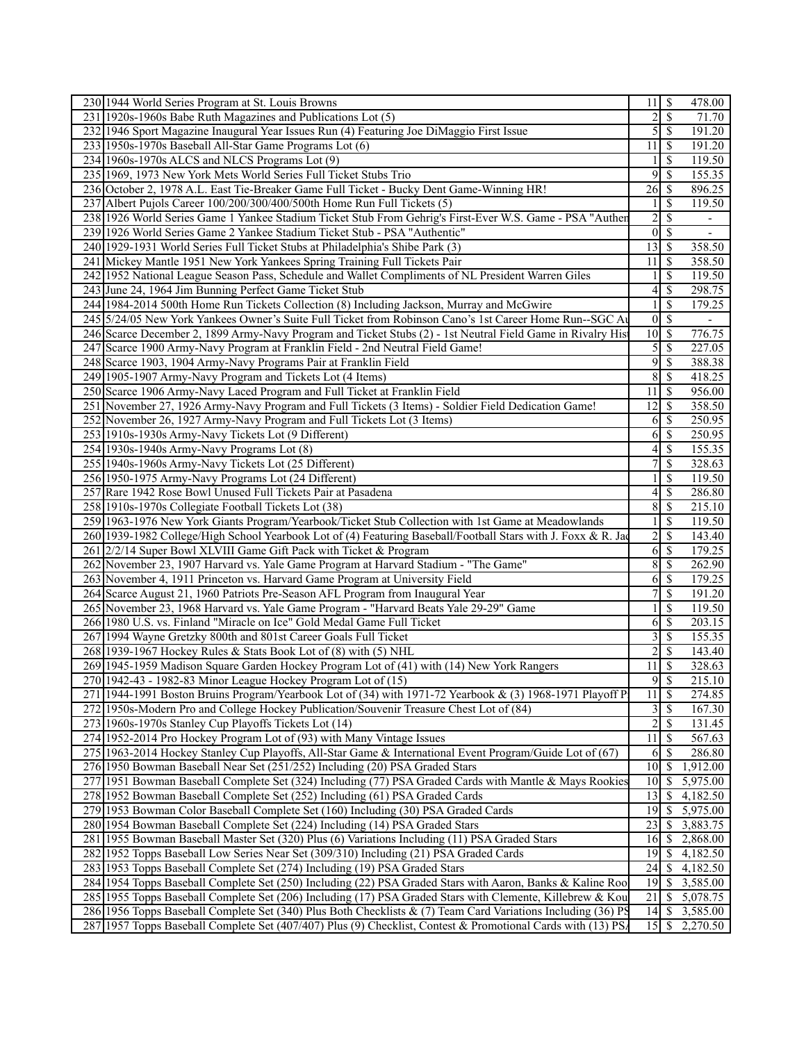| | | | | |
|---|---|---|---|---|
| 230 | 1944 World Series Program at St. Louis Browns | 11 | $ | 478.00 |
| 231 | 1920s-1960s Babe Ruth Magazines and Publications Lot (5) | 2 | $ | 71.70 |
| 232 | 1946 Sport Magazine Inaugural Year Issues Run (4) Featuring Joe DiMaggio First Issue | 5 | $ | 191.20 |
| 233 | 1950s-1970s Baseball All-Star Game Programs Lot (6) | 11 | $ | 191.20 |
| 234 | 1960s-1970s ALCS and NLCS Programs Lot (9) | 1 | $ | 119.50 |
| 235 | 1969, 1973 New York Mets World Series Full Ticket Stubs Trio | 9 | $ | 155.35 |
| 236 | October 2, 1978 A.L. East Tie-Breaker Game Full Ticket - Bucky Dent Game-Winning HR! | 26 | $ | 896.25 |
| 237 | Albert Pujols Career 100/200/300/400/500th Home Run Full Tickets (5) | 1 | $ | 119.50 |
| 238 | 1926 World Series Game 1 Yankee Stadium Ticket Stub From Gehrig's First-Ever W.S. Game - PSA "Authen | 2 | $ | - |
| 239 | 1926 World Series Game 2 Yankee Stadium Ticket Stub - PSA "Authentic" | 0 | $ | - |
| 240 | 1929-1931 World Series Full Ticket Stubs at Philadelphia's Shibe Park (3) | 13 | $ | 358.50 |
| 241 | Mickey Mantle 1951 New York Yankees Spring Training Full Tickets Pair | 11 | $ | 358.50 |
| 242 | 1952 National League Season Pass, Schedule and Wallet Compliments of NL President Warren Giles | 1 | $ | 119.50 |
| 243 | June 24, 1964 Jim Bunning Perfect Game Ticket Stub | 4 | $ | 298.75 |
| 244 | 1984-2014 500th Home Run Tickets Collection (8) Including Jackson, Murray and McGwire | 1 | $ | 179.25 |
| 245 | 5/24/05 New York Yankees Owner's Suite Full Ticket from Robinson Cano's 1st Career Home Run--SGC Au | 0 | $ | - |
| 246 | Scarce December 2, 1899 Army-Navy Program and Ticket Stubs (2) - 1st Neutral Field Game in Rivalry Hist | 10 | $ | 776.75 |
| 247 | Scarce 1900 Army-Navy Program at Franklin Field - 2nd Neutral Field Game! | 5 | $ | 227.05 |
| 248 | Scarce 1903, 1904 Army-Navy Programs Pair at Franklin Field | 9 | $ | 388.38 |
| 249 | 1905-1907 Army-Navy Program and Tickets Lot (4 Items) | 8 | $ | 418.25 |
| 250 | Scarce 1906 Army-Navy Laced Program and Full Ticket at Franklin Field | 11 | $ | 956.00 |
| 251 | November 27, 1926 Army-Navy Program and Full Tickets (3 Items) - Soldier Field Dedication Game! | 12 | $ | 358.50 |
| 252 | November 26, 1927 Army-Navy Program and Full Tickets Lot (3 Items) | 6 | $ | 250.95 |
| 253 | 1910s-1930s Army-Navy Tickets Lot (9 Different) | 6 | $ | 250.95 |
| 254 | 1930s-1940s Army-Navy Programs Lot (8) | 4 | $ | 155.35 |
| 255 | 1940s-1960s Army-Navy Tickets Lot (25 Different) | 7 | $ | 328.63 |
| 256 | 1950-1975 Army-Navy Programs Lot (24 Different) | 1 | $ | 119.50 |
| 257 | Rare 1942 Rose Bowl Unused Full Tickets Pair at Pasadena | 4 | $ | 286.80 |
| 258 | 1910s-1970s Collegiate Football Tickets Lot (38) | 8 | $ | 215.10 |
| 259 | 1963-1976 New York Giants Program/Yearbook/Ticket Stub Collection with 1st Game at Meadowlands | 1 | $ | 119.50 |
| 260 | 1939-1982 College/High School Yearbook Lot of (4) Featuring Baseball/Football Stars with J. Foxx & R. Jac | 2 | $ | 143.40 |
| 261 | 2/2/14 Super Bowl XLVIII Game Gift Pack with Ticket & Program | 6 | $ | 179.25 |
| 262 | November 23, 1907 Harvard vs. Yale Game Program at Harvard Stadium - "The Game" | 8 | $ | 262.90 |
| 263 | November 4, 1911 Princeton vs. Harvard Game Program at University Field | 6 | $ | 179.25 |
| 264 | Scarce August 21, 1960 Patriots Pre-Season AFL Program from Inaugural Year | 7 | $ | 191.20 |
| 265 | November 23, 1968 Harvard vs. Yale Game Program - "Harvard Beats Yale 29-29" Game | 1 | $ | 119.50 |
| 266 | 1980 U.S. vs. Finland "Miracle on Ice" Gold Medal Game Full Ticket | 6 | $ | 203.15 |
| 267 | 1994 Wayne Gretzky 800th and 801st Career Goals Full Ticket | 3 | $ | 155.35 |
| 268 | 1939-1967 Hockey Rules & Stats Book Lot of (8) with (5) NHL | 2 | $ | 143.40 |
| 269 | 1945-1959 Madison Square Garden Hockey Program Lot of (41) with (14) New York Rangers | 11 | $ | 328.63 |
| 270 | 1942-43 - 1982-83 Minor League Hockey Program Lot of (15) | 9 | $ | 215.10 |
| 271 | 1944-1991 Boston Bruins Program/Yearbook Lot of (34) with 1971-72 Yearbook & (3) 1968-1971 Playoff P | 11 | $ | 274.85 |
| 272 | 1950s-Modern Pro and College Hockey Publication/Souvenir Treasure Chest Lot of (84) | 3 | $ | 167.30 |
| 273 | 1960s-1970s Stanley Cup Playoffs Tickets Lot (14) | 2 | $ | 131.45 |
| 274 | 1952-2014 Pro Hockey Program Lot of (93) with Many Vintage Issues | 11 | $ | 567.63 |
| 275 | 1963-2014 Hockey Stanley Cup Playoffs, All-Star Game & International Event Program/Guide Lot of (67) | 6 | $ | 286.80 |
| 276 | 1950 Bowman Baseball Near Set (251/252) Including (20) PSA Graded Stars | 10 | $ | 1,912.00 |
| 277 | 1951 Bowman Baseball Complete Set (324) Including (77) PSA Graded Cards with Mantle & Mays Rookies | 10 | $ | 5,975.00 |
| 278 | 1952 Bowman Baseball Complete Set (252) Including (61) PSA Graded Cards | 13 | $ | 4,182.50 |
| 279 | 1953 Bowman Color Baseball Complete Set (160) Including (30) PSA Graded Cards | 19 | $ | 5,975.00 |
| 280 | 1954 Bowman Baseball Complete Set (224) Including (14) PSA Graded Stars | 23 | $ | 3,883.75 |
| 281 | 1955 Bowman Baseball Master Set (320) Plus (6) Variations Including (11) PSA Graded Stars | 16 | $ | 2,868.00 |
| 282 | 1952 Topps Baseball Low Series Near Set (309/310) Including (21) PSA Graded Cards | 19 | $ | 4,182.50 |
| 283 | 1953 Topps Baseball Complete Set (274) Including (19) PSA Graded Stars | 24 | $ | 4,182.50 |
| 284 | 1954 Topps Baseball Complete Set (250) Including (22) PSA Graded Stars with Aaron, Banks & Kaline Roo | 19 | $ | 3,585.00 |
| 285 | 1955 Topps Baseball Complete Set (206) Including (17) PSA Graded Stars with Clemente, Killebrew & Kou | 21 | $ | 5,078.75 |
| 286 | 1956 Topps Baseball Complete Set (340) Plus Both Checklists & (7) Team Card Variations Including (36) PS | 14 | $ | 3,585.00 |
| 287 | 1957 Topps Baseball Complete Set (407/407) Plus (9) Checklist, Contest & Promotional Cards with (13) PSA | 15 | $ | 2,270.50 |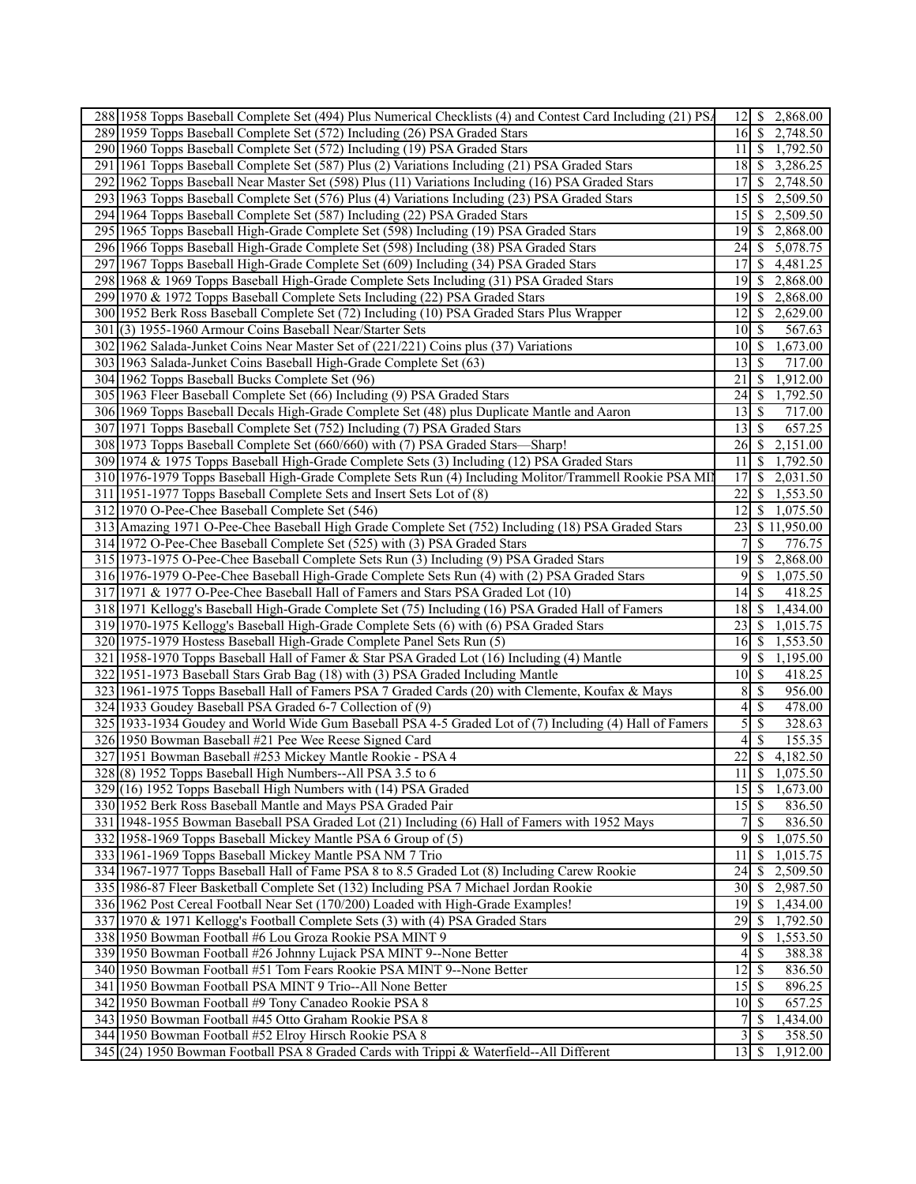| | | | |
|---|---|---|---|
| 288 | 1958 Topps Baseball Complete Set (494) Plus Numerical Checklists (4) and Contest Card Including (21) PSA | 12 | $ 2,868.00 |
| 289 | 1959 Topps Baseball Complete Set (572) Including (26) PSA Graded Stars | 16 | $ 2,748.50 |
| 290 | 1960 Topps Baseball Complete Set (572) Including (19) PSA Graded Stars | 11 | $ 1,792.50 |
| 291 | 1961 Topps Baseball Complete Set (587) Plus (2) Variations Including (21) PSA Graded Stars | 18 | $ 3,286.25 |
| 292 | 1962 Topps Baseball Near Master Set (598) Plus (11) Variations Including (16) PSA Graded Stars | 17 | $ 2,748.50 |
| 293 | 1963 Topps Baseball Complete Set (576) Plus (4) Variations Including (23) PSA Graded Stars | 15 | $ 2,509.50 |
| 294 | 1964 Topps Baseball Complete Set (587) Including (22) PSA Graded Stars | 15 | $ 2,509.50 |
| 295 | 1965 Topps Baseball High-Grade Complete Set (598) Including (19) PSA Graded Stars | 19 | $ 2,868.00 |
| 296 | 1966 Topps Baseball High-Grade Complete Set (598) Including (38) PSA Graded Stars | 24 | $ 5,078.75 |
| 297 | 1967 Topps Baseball High-Grade Complete Set (609) Including (34) PSA Graded Stars | 17 | $ 4,481.25 |
| 298 | 1968 & 1969 Topps Baseball High-Grade Complete Sets Including (31) PSA Graded Stars | 19 | $ 2,868.00 |
| 299 | 1970 & 1972 Topps Baseball Complete Sets Including (22) PSA Graded Stars | 19 | $ 2,868.00 |
| 300 | 1952 Berk Ross Baseball Complete Set (72) Including (10) PSA Graded Stars Plus Wrapper | 12 | $ 2,629.00 |
| 301 | (3) 1955-1960 Armour Coins Baseball Near/Starter Sets | 10 | $ 567.63 |
| 302 | 1962 Salada-Junket Coins Near Master Set of (221/221) Coins plus (37) Variations | 10 | $ 1,673.00 |
| 303 | 1963 Salada-Junket Coins Baseball High-Grade Complete Set (63) | 13 | $ 717.00 |
| 304 | 1962 Topps Baseball Bucks Complete Set (96) | 21 | $ 1,912.00 |
| 305 | 1963 Fleer Baseball Complete Set (66) Including (9) PSA Graded Stars | 24 | $ 1,792.50 |
| 306 | 1969 Topps Baseball Decals High-Grade Complete Set (48) plus Duplicate Mantle and Aaron | 13 | $ 717.00 |
| 307 | 1971 Topps Baseball Complete Set (752) Including (7) PSA Graded Stars | 13 | $ 657.25 |
| 308 | 1973 Topps Baseball Complete Set (660/660) with (7) PSA Graded Stars—Sharp! | 26 | $ 2,151.00 |
| 309 | 1974 & 1975 Topps Baseball High-Grade Complete Sets (3) Including (12) PSA Graded Stars | 11 | $ 1,792.50 |
| 310 | 1976-1979 Topps Baseball High-Grade Complete Sets Run (4) Including Molitor/Trammell Rookie PSA MIN | 17 | $ 2,031.50 |
| 311 | 1951-1977 Topps Baseball Complete Sets and Insert Sets Lot of (8) | 22 | $ 1,553.50 |
| 312 | 1970 O-Pee-Chee Baseball Complete Set (546) | 12 | $ 1,075.50 |
| 313 | Amazing 1971 O-Pee-Chee Baseball High Grade Complete Set (752) Including (18) PSA Graded Stars | 23 | $ 11,950.00 |
| 314 | 1972 O-Pee-Chee Baseball Complete Set (525) with (3) PSA Graded Stars | 7 | $ 776.75 |
| 315 | 1973-1975 O-Pee-Chee Baseball Complete Sets Run (3) Including (9) PSA Graded Stars | 19 | $ 2,868.00 |
| 316 | 1976-1979 O-Pee-Chee Baseball High-Grade Complete Sets Run (4) with (2) PSA Graded Stars | 9 | $ 1,075.50 |
| 317 | 1971 & 1977 O-Pee-Chee Baseball Hall of Famers and Stars PSA Graded Lot (10) | 14 | $ 418.25 |
| 318 | 1971 Kellogg's Baseball High-Grade Complete Set (75) Including (16) PSA Graded Hall of Famers | 18 | $ 1,434.00 |
| 319 | 1970-1975 Kellogg's Baseball High-Grade Complete Sets (6) with (6) PSA Graded Stars | 23 | $ 1,015.75 |
| 320 | 1975-1979 Hostess Baseball High-Grade Complete Panel Sets Run (5) | 16 | $ 1,553.50 |
| 321 | 1958-1970 Topps Baseball Hall of Famer & Star PSA Graded Lot (16) Including (4) Mantle | 9 | $ 1,195.00 |
| 322 | 1951-1973 Baseball Stars Grab Bag (18) with (3) PSA Graded Including Mantle | 10 | $ 418.25 |
| 323 | 1961-1975 Topps Baseball Hall of Famers PSA 7 Graded Cards (20) with Clemente, Koufax & Mays | 8 | $ 956.00 |
| 324 | 1933 Goudey Baseball PSA Graded 6-7 Collection of (9) | 4 | $ 478.00 |
| 325 | 1933-1934 Goudey and World Wide Gum Baseball PSA 4-5 Graded Lot of (7) Including (4) Hall of Famers | 5 | $ 328.63 |
| 326 | 1950 Bowman Baseball #21 Pee Wee Reese Signed Card | 4 | $ 155.35 |
| 327 | 1951 Bowman Baseball #253 Mickey Mantle Rookie - PSA 4 | 22 | $ 4,182.50 |
| 328 | (8) 1952 Topps Baseball High Numbers--All PSA 3.5 to 6 | 11 | $ 1,075.50 |
| 329 | (16) 1952 Topps Baseball High Numbers with (14) PSA Graded | 15 | $ 1,673.00 |
| 330 | 1952 Berk Ross Baseball Mantle and Mays PSA Graded Pair | 15 | $ 836.50 |
| 331 | 1948-1955 Bowman Baseball PSA Graded Lot (21) Including (6) Hall of Famers with 1952 Mays | 7 | $ 836.50 |
| 332 | 1958-1969 Topps Baseball Mickey Mantle PSA 6 Group of (5) | 9 | $ 1,075.50 |
| 333 | 1961-1969 Topps Baseball Mickey Mantle PSA NM 7 Trio | 11 | $ 1,015.75 |
| 334 | 1967-1977 Topps Baseball Hall of Fame PSA 8 to 8.5 Graded Lot (8) Including Carew Rookie | 24 | $ 2,509.50 |
| 335 | 1986-87 Fleer Basketball Complete Set (132) Including PSA 7 Michael Jordan Rookie | 30 | $ 2,987.50 |
| 336 | 1962 Post Cereal Football Near Set (170/200) Loaded with High-Grade Examples! | 19 | $ 1,434.00 |
| 337 | 1970 & 1971 Kellogg's Football Complete Sets (3) with (4) PSA Graded Stars | 29 | $ 1,792.50 |
| 338 | 1950 Bowman Football #6 Lou Groza Rookie PSA MINT 9 | 9 | $ 1,553.50 |
| 339 | 1950 Bowman Football #26 Johnny Lujack PSA MINT 9--None Better | 4 | $ 388.38 |
| 340 | 1950 Bowman Football #51 Tom Fears Rookie PSA MINT 9--None Better | 12 | $ 836.50 |
| 341 | 1950 Bowman Football PSA MINT 9 Trio--All None Better | 15 | $ 896.25 |
| 342 | 1950 Bowman Football #9 Tony Canadeo Rookie PSA 8 | 10 | $ 657.25 |
| 343 | 1950 Bowman Football #45 Otto Graham Rookie PSA 8 | 7 | $ 1,434.00 |
| 344 | 1950 Bowman Football #52 Elroy Hirsch Rookie PSA 8 | 3 | $ 358.50 |
| 345 | (24) 1950 Bowman Football PSA 8 Graded Cards with Trippi & Waterfield--All Different | 13 | $ 1,912.00 |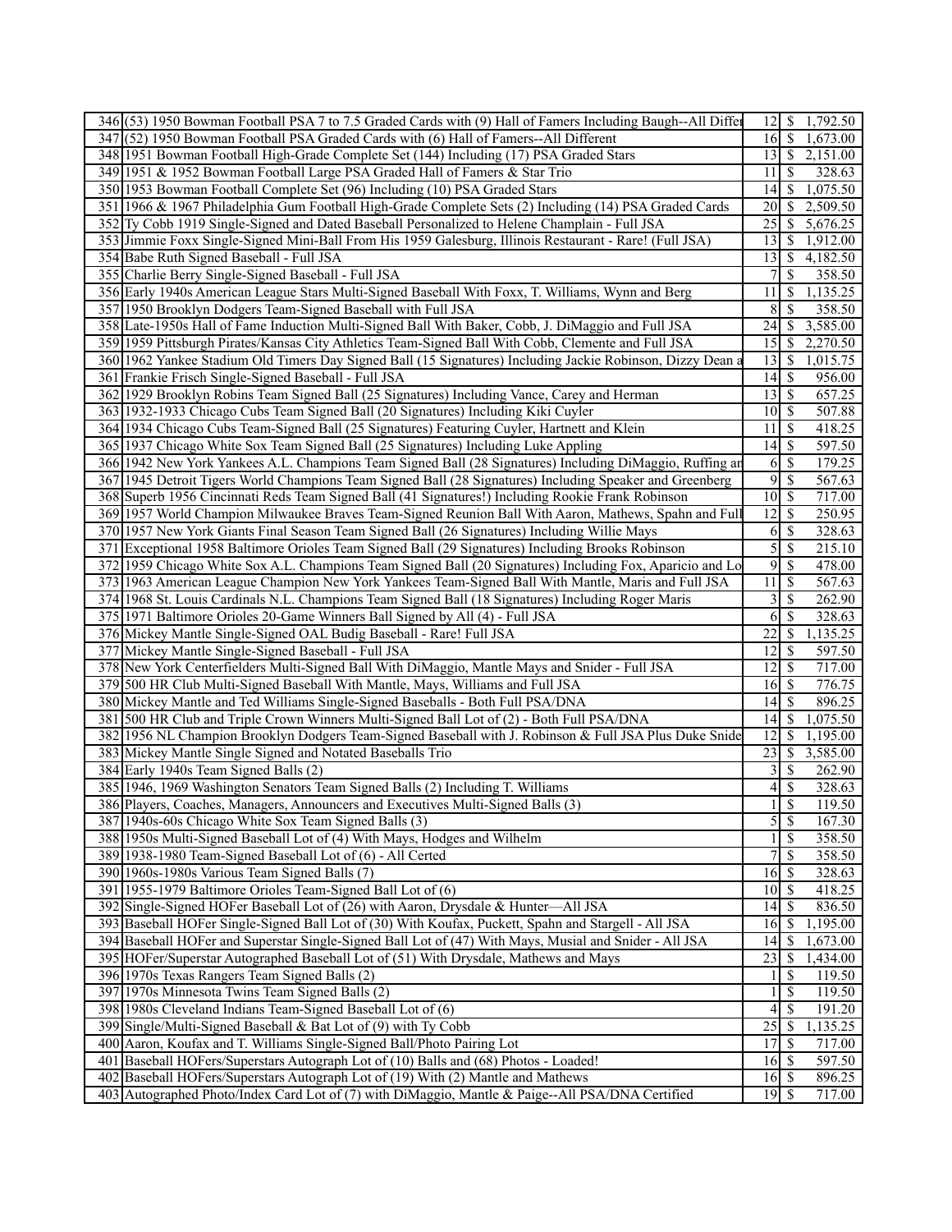| | | | | |
|---|---|---|---|---|
| 346 | (53) 1950 Bowman Football PSA 7 to 7.5 Graded Cards with (9) Hall of Famers Including Baugh--All Differ | 12 | $ | 1,792.50 |
| 347 | (52) 1950 Bowman Football PSA Graded Cards with (6) Hall of Famers--All Different | 16 | $ | 1,673.00 |
| 348 | 1951 Bowman Football High-Grade Complete Set (144) Including (17) PSA Graded Stars | 13 | $ | 2,151.00 |
| 349 | 1951 & 1952 Bowman Football Large PSA Graded Hall of Famers & Star Trio | 11 | $ | 328.63 |
| 350 | 1953 Bowman Football Complete Set (96) Including (10) PSA Graded Stars | 14 | $ | 1,075.50 |
| 351 | 1966 & 1967 Philadelphia Gum Football High-Grade Complete Sets (2) Including (14) PSA Graded Cards | 20 | $ | 2,509.50 |
| 352 | Ty Cobb 1919 Single-Signed and Dated Baseball Personalized to Helene Champlain - Full JSA | 25 | $ | 5,676.25 |
| 353 | Jimmie Foxx Single-Signed Mini-Ball From His 1959 Galesburg, Illinois Restaurant - Rare! (Full JSA) | 13 | $ | 1,912.00 |
| 354 | Babe Ruth Signed Baseball - Full JSA | 13 | $ | 4,182.50 |
| 355 | Charlie Berry Single-Signed Baseball - Full JSA | 7 | $ | 358.50 |
| 356 | Early 1940s American League Stars Multi-Signed Baseball With Foxx, T. Williams, Wynn and Berg | 11 | $ | 1,135.25 |
| 357 | 1950 Brooklyn Dodgers Team-Signed Baseball with Full JSA | 8 | $ | 358.50 |
| 358 | Late-1950s Hall of Fame Induction Multi-Signed Ball With Baker, Cobb, J. DiMaggio and Full JSA | 24 | $ | 3,585.00 |
| 359 | 1959 Pittsburgh Pirates/Kansas City Athletics Team-Signed Ball With Cobb, Clemente and Full JSA | 15 | $ | 2,270.50 |
| 360 | 1962 Yankee Stadium Old Timers Day Signed Ball (15 Signatures) Including Jackie Robinson, Dizzy Dean a | 13 | $ | 1,015.75 |
| 361 | Frankie Frisch Single-Signed Baseball - Full JSA | 14 | $ | 956.00 |
| 362 | 1929 Brooklyn Robins Team Signed Ball (25 Signatures) Including Vance, Carey and Herman | 13 | $ | 657.25 |
| 363 | 1932-1933 Chicago Cubs Team Signed Ball (20 Signatures) Including Kiki Cuyler | 10 | $ | 507.88 |
| 364 | 1934 Chicago Cubs Team-Signed Ball (25 Signatures) Featuring Cuyler, Hartnett and Klein | 11 | $ | 418.25 |
| 365 | 1937 Chicago White Sox Team Signed Ball (25 Signatures) Including Luke Appling | 14 | $ | 597.50 |
| 366 | 1942 New York Yankees A.L. Champions Team Signed Ball (28 Signatures) Including DiMaggio, Ruffing an | 6 | $ | 179.25 |
| 367 | 1945 Detroit Tigers World Champions Team Signed Ball (28 Signatures) Including Speaker and Greenberg | 9 | $ | 567.63 |
| 368 | Superb 1956 Cincinnati Reds Team Signed Ball (41 Signatures!) Including Rookie Frank Robinson | 10 | $ | 717.00 |
| 369 | 1957 World Champion Milwaukee Braves Team-Signed Reunion Ball With Aaron, Mathews, Spahn and Full | 12 | $ | 250.95 |
| 370 | 1957 New York Giants Final Season Team Signed Ball (26 Signatures) Including Willie Mays | 6 | $ | 328.63 |
| 371 | Exceptional 1958 Baltimore Orioles Team Signed Ball (29 Signatures) Including Brooks Robinson | 5 | $ | 215.10 |
| 372 | 1959 Chicago White Sox A.L. Champions Team Signed Ball (20 Signatures) Including Fox, Aparicio and Lo | 9 | $ | 478.00 |
| 373 | 1963 American League Champion New York Yankees Team-Signed Ball With Mantle, Maris and Full JSA | 11 | $ | 567.63 |
| 374 | 1968 St. Louis Cardinals N.L. Champions Team Signed Ball (18 Signatures) Including Roger Maris | 3 | $ | 262.90 |
| 375 | 1971 Baltimore Orioles 20-Game Winners Ball Signed by All (4) - Full JSA | 6 | $ | 328.63 |
| 376 | Mickey Mantle Single-Signed OAL Budig Baseball - Rare! Full JSA | 22 | $ | 1,135.25 |
| 377 | Mickey Mantle Single-Signed Baseball - Full JSA | 12 | $ | 597.50 |
| 378 | New York Centerfielders Multi-Signed Ball With DiMaggio, Mantle Mays and Snider - Full JSA | 12 | $ | 717.00 |
| 379 | 500 HR Club Multi-Signed Baseball With Mantle, Mays, Williams and Full JSA | 16 | $ | 776.75 |
| 380 | Mickey Mantle and Ted Williams Single-Signed Baseballs - Both Full PSA/DNA | 14 | $ | 896.25 |
| 381 | 500 HR Club and Triple Crown Winners Multi-Signed Ball Lot of (2) - Both Full PSA/DNA | 14 | $ | 1,075.50 |
| 382 | 1956 NL Champion Brooklyn Dodgers Team-Signed Baseball with J. Robinson & Full JSA Plus Duke Snide | 12 | $ | 1,195.00 |
| 383 | Mickey Mantle Single Signed and Notated Baseballs Trio | 23 | $ | 3,585.00 |
| 384 | Early 1940s Team Signed Balls (2) | 3 | $ | 262.90 |
| 385 | 1946, 1969 Washington Senators Team Signed Balls (2) Including T. Williams | 4 | $ | 328.63 |
| 386 | Players, Coaches, Managers, Announcers and Executives Multi-Signed Balls (3) | 1 | $ | 119.50 |
| 387 | 1940s-60s Chicago White Sox Team Signed Balls (3) | 5 | $ | 167.30 |
| 388 | 1950s Multi-Signed Baseball Lot of (4) With Mays, Hodges and Wilhelm | 1 | $ | 358.50 |
| 389 | 1938-1980 Team-Signed Baseball Lot of (6) - All Certed | 7 | $ | 358.50 |
| 390 | 1960s-1980s Various Team Signed Balls (7) | 16 | $ | 328.63 |
| 391 | 1955-1979 Baltimore Orioles Team-Signed Ball Lot of (6) | 10 | $ | 418.25 |
| 392 | Single-Signed HOFer Baseball Lot of (26) with Aaron, Drysdale & Hunter—All JSA | 14 | $ | 836.50 |
| 393 | Baseball HOFer Single-Signed Ball Lot of (30) With Koufax, Puckett, Spahn and Stargell - All JSA | 16 | $ | 1,195.00 |
| 394 | Baseball HOFer and Superstar Single-Signed Ball Lot of (47) With Mays, Musial and Snider - All JSA | 14 | $ | 1,673.00 |
| 395 | HOFer/Superstar Autographed Baseball Lot of (51) With Drysdale, Mathews and Mays | 23 | $ | 1,434.00 |
| 396 | 1970s Texas Rangers Team Signed Balls (2) | 1 | $ | 119.50 |
| 397 | 1970s Minnesota Twins Team Signed Balls (2) | 1 | $ | 119.50 |
| 398 | 1980s Cleveland Indians Team-Signed Baseball Lot of (6) | 4 | $ | 191.20 |
| 399 | Single/Multi-Signed Baseball & Bat Lot of (9) with Ty Cobb | 25 | $ | 1,135.25 |
| 400 | Aaron, Koufax and T. Williams Single-Signed Ball/Photo Pairing Lot | 17 | $ | 717.00 |
| 401 | Baseball HOFers/Superstars Autograph Lot of (10) Balls and (68) Photos - Loaded! | 16 | $ | 597.50 |
| 402 | Baseball HOFers/Superstars Autograph Lot of (19) With (2) Mantle and Mathews | 16 | $ | 896.25 |
| 403 | Autographed Photo/Index Card Lot of (7) with DiMaggio, Mantle & Paige--All PSA/DNA Certified | 19 | $ | 717.00 |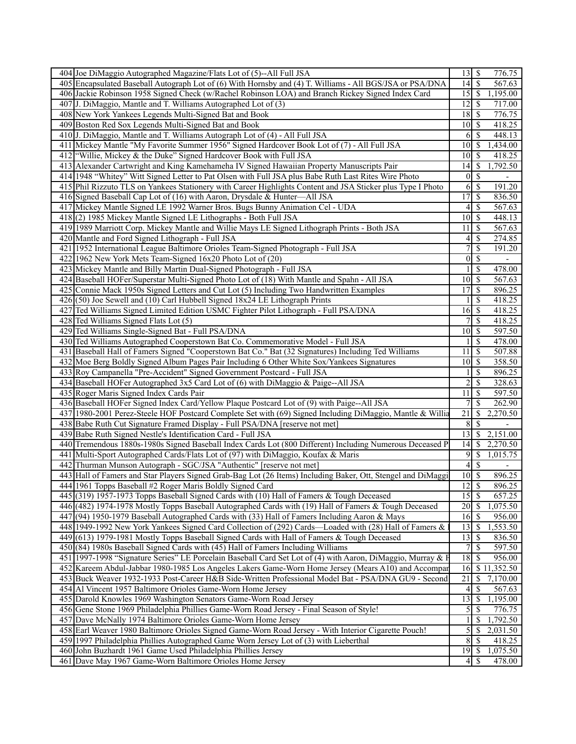| | | | | |
|---|---|---|---|---|
| 404 | Joe DiMaggio Autographed Magazine/Flats Lot of (5)--All Full JSA | 13 | $ | 776.75 |
| 405 | Encapsulated Baseball Autograph Lot of (6) With Hornsby and (4) T. Williams - All BGS/JSA or PSA/DNA | 14 | $ | 567.63 |
| 406 | Jackie Robinson 1958 Signed Check (w/Rachel Robinson LOA) and Branch Rickey Signed Index Card | 15 | $ | 1,195.00 |
| 407 | J. DiMaggio, Mantle and T. Williams Autographed Lot of (3) | 12 | $ | 717.00 |
| 408 | New York Yankees Legends Multi-Signed Bat and Book | 18 | $ | 776.75 |
| 409 | Boston Red Sox Legends Multi-Signed Bat and Book | 10 | $ | 418.25 |
| 410 | J. DiMaggio, Mantle and T. Williams Autograph Lot of (4) - All Full JSA | 6 | $ | 448.13 |
| 411 | Mickey Mantle "My Favorite Summer 1956" Signed Hardcover Book Lot of (7) - All Full JSA | 10 | $ | 1,434.00 |
| 412 | "Willie, Mickey & the Duke" Signed Hardcover Book with Full JSA | 10 | $ | 418.25 |
| 413 | Alexander Cartwright and King Kamehameha IV Signed Hawaiian Property Manuscripts Pair | 14 | $ | 1,792.50 |
| 414 | 1948 "Whitey" Witt Signed Letter to Pat Olsen with Full JSA plus Babe Ruth Last Rites Wire Photo | 0 | $ | - |
| 415 | Phil Rizzuto TLS on Yankees Stationery with Career Highlights Content and JSA Sticker plus Type I Photo | 6 | $ | 191.20 |
| 416 | Signed Baseball Cap Lot of (16) with Aaron, Drysdale & Hunter—All JSA | 17 | $ | 836.50 |
| 417 | Mickey Mantle Signed LE 1992 Warner Bros. Bugs Bunny Animation Cel - UDA | 4 | $ | 567.63 |
| 418 | (2) 1985 Mickey Mantle Signed LE Lithographs - Both Full JSA | 10 | $ | 448.13 |
| 419 | 1989 Marriott Corp. Mickey Mantle and Willie Mays LE Signed Lithograph Prints - Both JSA | 11 | $ | 567.63 |
| 420 | Mantle and Ford Signed Lithograph - Full JSA | 4 | $ | 274.85 |
| 421 | 1952 International League Baltimore Orioles Team-Signed Photograph - Full JSA | 7 | $ | 191.20 |
| 422 | 1962 New York Mets Team-Signed 16x20 Photo Lot of (20) | 0 | $ | - |
| 423 | Mickey Mantle and Billy Martin Dual-Signed Photograph - Full JSA | 1 | $ | 478.00 |
| 424 | Baseball HOFer/Superstar Multi-Signed Photo Lot of (18) With Mantle and Spahn - All JSA | 10 | $ | 567.63 |
| 425 | Connie Mack 1950s Signed Letters and Cut Lot (5) Including Two Handwritten Examples | 17 | $ | 896.25 |
| 426 | (50) Joe Sewell and (10) Carl Hubbell Signed 18x24 LE Lithograph Prints | 1 | $ | 418.25 |
| 427 | Ted Williams Signed Limited Edition USMC Fighter Pilot Lithograph - Full PSA/DNA | 16 | $ | 418.25 |
| 428 | Ted Williams Signed Flats Lot (5) | 7 | $ | 418.25 |
| 429 | Ted Williams Single-Signed Bat - Full PSA/DNA | 10 | $ | 597.50 |
| 430 | Ted Williams Autographed Cooperstown Bat Co. Commemorative Model - Full JSA | 1 | $ | 478.00 |
| 431 | Baseball Hall of Famers Signed "Cooperstown Bat Co." Bat (32 Signatures) Including Ted Williams | 11 | $ | 507.88 |
| 432 | Moe Berg Boldly Signed Album Pages Pair Including 6 Other White Sox/Yankees Signatures | 10 | $ | 358.50 |
| 433 | Roy Campanella "Pre-Accident" Signed Government Postcard - Full JSA | 1 | $ | 896.25 |
| 434 | Baseball HOFer Autographed 3x5 Card Lot of (6) with DiMaggio & Paige--All JSA | 2 | $ | 328.63 |
| 435 | Roger Maris Signed Index Cards Pair | 11 | $ | 597.50 |
| 436 | Baseball HOFer Signed Index Card/Yellow Plaque Postcard Lot of (9) with Paige--All JSA | 7 | $ | 262.90 |
| 437 | 1980-2001 Perez-Steele HOF Postcard Complete Set with (69) Signed Including DiMaggio, Mantle & Willia | 21 | $ | 2,270.50 |
| 438 | Babe Ruth Cut Signature Framed Display - Full PSA/DNA [reserve not met] | 8 | $ | - |
| 439 | Babe Ruth Signed Nestle's Identification Card - Full JSA | 13 | $ | 2,151.00 |
| 440 | Tremendous 1880s-1980s Signed Baseball Index Cards Lot (800 Different) Including Numerous Deceased P | 14 | $ | 2,270.50 |
| 441 | Multi-Sport Autographed Cards/Flats Lot of (97) with DiMaggio, Koufax & Maris | 9 | $ | 1,015.75 |
| 442 | Thurman Munson Autograph - SGC/JSA "Authentic" [reserve not met] | 4 | $ | - |
| 443 | Hall of Famers and Star Players Signed Grab-Bag Lot (26 Items) Including Baker, Ott, Stengel and DiMaggi | 10 | $ | 896.25 |
| 444 | 1961 Topps Baseball #2 Roger Maris Boldly Signed Card | 12 | $ | 896.25 |
| 445 | (319) 1957-1973 Topps Baseball Signed Cards with (10) Hall of Famers & Tough Deceased | 15 | $ | 657.25 |
| 446 | (482) 1974-1978 Mostly Topps Baseball Autographed Cards with (19) Hall of Famers & Tough Deceased | 20 | $ | 1,075.50 |
| 447 | (94) 1950-1979 Baseball Autographed Cards with (33) Hall of Famers Including Aaron & Mays | 16 | $ | 956.00 |
| 448 | 1949-1992 New York Yankees Signed Card Collection of (292) Cards—Loaded with (28) Hall of Famers & | 13 | $ | 1,553.50 |
| 449 | (613) 1979-1981 Mostly Topps Baseball Signed Cards with Hall of Famers & Tough Deceased | 13 | $ | 836.50 |
| 450 | (84) 1980s Baseball Signed Cards with (45) Hall of Famers Including Williams | 7 | $ | 597.50 |
| 451 | 1997-1998 "Signature Series" LE Porcelain Baseball Card Set Lot of (4) with Aaron, DiMaggio, Murray & F | 18 | $ | 956.00 |
| 452 | Kareem Abdul-Jabbar 1980-1985 Los Angeles Lakers Game-Worn Home Jersey (Mears A10) and Accompar | 16 | $ | 11,352.50 |
| 453 | Buck Weaver 1932-1933 Post-Career H&B Side-Written Professional Model Bat - PSA/DNA GU9 - Second | 21 | $ | 7,170.00 |
| 454 | Al Vincent 1957 Baltimore Orioles Game-Worn Home Jersey | 4 | $ | 567.63 |
| 455 | Darold Knowles 1969 Washington Senators Game-Worn Road Jersey | 13 | $ | 1,195.00 |
| 456 | Gene Stone 1969 Philadelphia Phillies Game-Worn Road Jersey - Final Season of Style! | 5 | $ | 776.75 |
| 457 | Dave McNally 1974 Baltimore Orioles Game-Worn Home Jersey | 1 | $ | 1,792.50 |
| 458 | Earl Weaver 1980 Baltimore Orioles Signed Game-Worn Road Jersey - With Interior Cigarette Pouch! | 5 | $ | 2,031.50 |
| 459 | 1997 Philadelphia Phillies Autographed Game Worn Jersey Lot of (3) with Lieberthal | 8 | $ | 418.25 |
| 460 | John Buzhardt 1961 Game Used Philadelphia Phillies Jersey | 19 | $ | 1,075.50 |
| 461 | Dave May 1967 Game-Worn Baltimore Orioles Home Jersey | 4 | $ | 478.00 |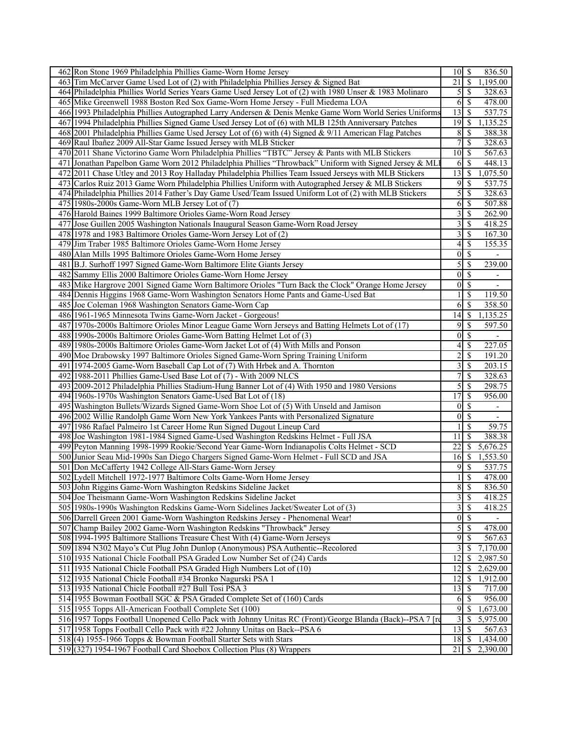| | | | | |
|---|---|---|---|---|
| 462 | Ron Stone 1969 Philadelphia Phillies Game-Worn Home Jersey | 10 | $ | 836.50 |
| 463 | Tim McCarver Game Used Lot of (2) with Philadelphia Phillies Jersey & Signed Bat | 21 | $ | 1,195.00 |
| 464 | Philadelphia Phillies World Series Years Game Used Jersey Lot of (2) with 1980 Unser & 1983 Molinaro | 5 | $ | 328.63 |
| 465 | Mike Greenwell 1988 Boston Red Sox Game-Worn Home Jersey - Full Miedema LOA | 6 | $ | 478.00 |
| 466 | 1993 Philadelphia Phillies Autographed Larry Andersen & Denis Menke Game Worn World Series Uniforms | 13 | $ | 537.75 |
| 467 | 1994 Philadelphia Phillies Signed Game Used Jersey Lot of (6) with MLB 125th Anniversary Patches | 19 | $ | 1,135.25 |
| 468 | 2001 Philadelphia Phillies Game Used Jersey Lot of (6) with (4) Signed & 9/11 American Flag Patches | 8 | $ | 388.38 |
| 469 | Raul Ibañez 2009 All-Star Game Issued Jersey with MLB Sticker | 7 | $ | 328.63 |
| 470 | 2011 Shane Victorino Game Worn Philadelphia Phillies "TBTC" Jersey & Pants with MLB Stickers | 10 | $ | 567.63 |
| 471 | Jonathan Papelbon Game Worn 2012 Philadelphia Phillies "Throwback" Uniform with Signed Jersey & MLI | 6 | $ | 448.13 |
| 472 | 2011 Chase Utley and 2013 Roy Halladay Philadelphia Phillies Team Issued Jerseys with MLB Stickers | 13 | $ | 1,075.50 |
| 473 | Carlos Ruiz 2013 Game Worn Philadelphia Phillies Uniform with Autographed Jersey & MLB Stickers | 9 | $ | 537.75 |
| 474 | Philadelphia Phillies 2014 Father's Day Game Used/Team Issued Uniform Lot of (2) with MLB Stickers | 5 | $ | 328.63 |
| 475 | 1980s-2000s Game-Worn MLB Jersey Lot of (7) | 6 | $ | 507.88 |
| 476 | Harold Baines 1999 Baltimore Orioles Game-Worn Road Jersey | 3 | $ | 262.90 |
| 477 | Jose Guillen 2005 Washington Nationals Inaugural Season Game-Worn Road Jersey | 3 | $ | 418.25 |
| 478 | 1978 and 1983 Baltimore Orioles Game-Worn Jersey Lot of (2) | 3 | $ | 167.30 |
| 479 | Jim Traber 1985 Baltimore Orioles Game-Worn Home Jersey | 4 | $ | 155.35 |
| 480 | Alan Mills 1995 Baltimore Orioles Game-Worn Home Jersey | 0 | $ | - |
| 481 | B.J. Surhoff 1997 Signed Game-Worn Baltimore Elite Giants Jersey | 5 | $ | 239.00 |
| 482 | Sammy Ellis 2000 Baltimore Orioles Game-Worn Home Jersey | 0 | $ | - |
| 483 | Mike Hargrove 2001 Signed Game Worn Baltimore Orioles "Turn Back the Clock" Orange Home Jersey | 0 | $ | - |
| 484 | Dennis Higgins 1968 Game-Worn Washington Senators Home Pants and Game-Used Bat | 1 | $ | 119.50 |
| 485 | Joe Coleman 1968 Washington Senators Game-Worn Cap | 6 | $ | 358.50 |
| 486 | 1961-1965 Minnesota Twins Game-Worn Jacket - Gorgeous! | 14 | $ | 1,135.25 |
| 487 | 1970s-2000s Baltimore Orioles Minor League Game Worn Jerseys and Batting Helmets Lot of (17) | 9 | $ | 597.50 |
| 488 | 1990s-2000s Baltimore Orioles Game-Worn Batting Helmet Lot of (3) | 0 | $ | - |
| 489 | 1980s-2000s Baltimore Orioles Game-Worn Jacket Lot of (4) With Mills and Ponson | 4 | $ | 227.05 |
| 490 | Moe Drabowsky 1997 Baltimore Orioles Signed Game-Worn Spring Training Uniform | 2 | $ | 191.20 |
| 491 | 1974-2005 Game-Worn Baseball Cap Lot of (7) With Hrbek and A. Thornton | 3 | $ | 203.15 |
| 492 | 1988-2011 Phillies Game-Used Base Lot of (7) - With 2009 NLCS | 7 | $ | 328.63 |
| 493 | 2009-2012 Philadelphia Phillies Stadium-Hung Banner Lot of (4) With 1950 and 1980 Versions | 5 | $ | 298.75 |
| 494 | 1960s-1970s Washington Senators Game-Used Bat Lot of (18) | 17 | $ | 956.00 |
| 495 | Washington Bullets/Wizards Signed Game-Worn Shoe Lot of (5) With Unseld and Jamison | 0 | $ | - |
| 496 | 2002 Willie Randolph Game Worn New York Yankees Pants with Personalized Signature | 0 | $ | - |
| 497 | 1986 Rafael Palmeiro 1st Career Home Run Signed Dugout Lineup Card | 1 | $ | 59.75 |
| 498 | Joe Washington 1981-1984 Signed Game-Used Washington Redskins Helmet - Full JSA | 11 | $ | 388.38 |
| 499 | Peyton Manning 1998-1999 Rookie/Second Year Game-Worn Indianapolis Colts Helmet - SCD | 22 | $ | 5,676.25 |
| 500 | Junior Seau Mid-1990s San Diego Chargers Signed Game-Worn Helmet - Full SCD and JSA | 16 | $ | 1,553.50 |
| 501 | Don McCafferty 1942 College All-Stars Game-Worn Jersey | 9 | $ | 537.75 |
| 502 | Lydell Mitchell 1972-1977 Baltimore Colts Game-Worn Home Jersey | 1 | $ | 478.00 |
| 503 | John Riggins Game-Worn Washington Redskins Sideline Jacket | 8 | $ | 836.50 |
| 504 | Joe Theismann Game-Worn Washington Redskins Sideline Jacket | 3 | $ | 418.25 |
| 505 | 1980s-1990s Washington Redskins Game-Worn Sidelines Jacket/Sweater Lot of (3) | 3 | $ | 418.25 |
| 506 | Darrell Green 2001 Game-Worn Washington Redskins Jersey - Phenomenal Wear! | 0 | $ | - |
| 507 | Champ Bailey 2002 Game-Worn Washington Redskins "Throwback" Jersey | 5 | $ | 478.00 |
| 508 | 1994-1995 Baltimore Stallions Treasure Chest With (4) Game-Worn Jerseys | 9 | $ | 567.63 |
| 509 | 1894 N302 Mayo's Cut Plug John Dunlop (Anonymous) PSA Authentic--Recolored | 3 | $ | 7,170.00 |
| 510 | 1935 National Chicle Football PSA Graded Low Number Set of (24) Cards | 12 | $ | 2,987.50 |
| 511 | 1935 National Chicle Football PSA Graded High Numbers Lot of (10) | 12 | $ | 2,629.00 |
| 512 | 1935 National Chicle Football #34 Bronko Nagurski PSA 1 | 12 | $ | 1,912.00 |
| 513 | 1935 National Chicle Football #27 Bull Tosi PSA 3 | 13 | $ | 717.00 |
| 514 | 1955 Bowman Football SGC & PSA Graded Complete Set of (160) Cards | 6 | $ | 956.00 |
| 515 | 1955 Topps All-American Football Complete Set (100) | 9 | $ | 1,673.00 |
| 516 | 1957 Topps Football Unopened Cello Pack with Johnny Unitas RC (Front)/George Blanda (Back)--PSA 7 [r | 3 | $ | 5,975.00 |
| 517 | 1958 Topps Football Cello Pack with #22 Johnny Unitas on Back--PSA 6 | 13 | $ | 567.63 |
| 518 | (4) 1955-1966 Topps & Bowman Football Starter Sets with Stars | 18 | $ | 1,434.00 |
| 519 | (327) 1954-1967 Football Card Shoebox Collection Plus (8) Wrappers | 21 | $ | 2,390.00 |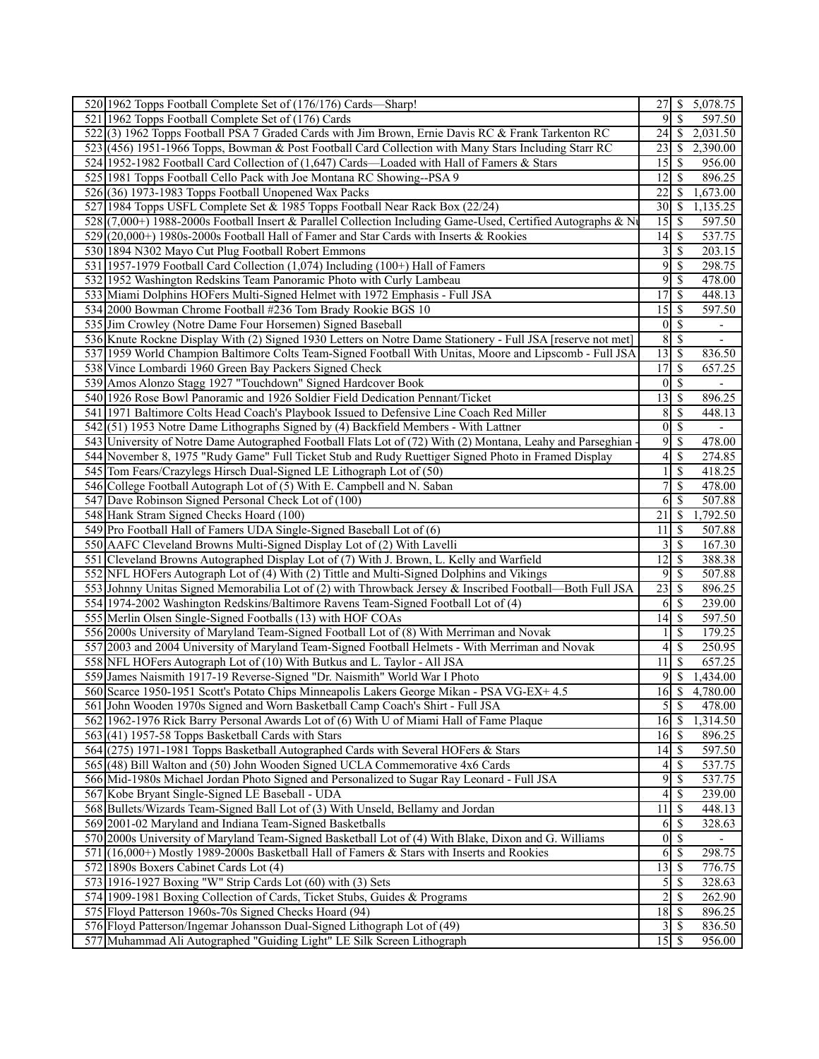| | | | | |
|---|---|---|---|---|
| 520 | 1962 Topps Football Complete Set of (176/176) Cards—Sharp! | 27 | $ | 5,078.75 |
| 521 | 1962 Topps Football Complete Set of (176) Cards | 9 | $ | 597.50 |
| 522 | (3) 1962 Topps Football PSA 7 Graded Cards with Jim Brown, Ernie Davis RC & Frank Tarkenton RC | 24 | $ | 2,031.50 |
| 523 | (456) 1951-1966 Topps, Bowman & Post Football Card Collection with Many Stars Including Starr RC | 23 | $ | 2,390.00 |
| 524 | 1952-1982 Football Card Collection of (1,647) Cards—Loaded with Hall of Famers & Stars | 15 | $ | 956.00 |
| 525 | 1981 Topps Football Cello Pack with Joe Montana RC Showing--PSA 9 | 12 | $ | 896.25 |
| 526 | (36) 1973-1983 Topps Football Unopened Wax Packs | 22 | $ | 1,673.00 |
| 527 | 1984 Topps USFL Complete Set & 1985 Topps Football Near Rack Box (22/24) | 30 | $ | 1,135.25 |
| 528 | (7,000+) 1988-2000s Football Insert & Parallel Collection Including Game-Used, Certified Autographs & Nu | 15 | $ | 597.50 |
| 529 | (20,000+) 1980s-2000s Football Hall of Famer and Star Cards with Inserts & Rookies | 14 | $ | 537.75 |
| 530 | 1894 N302 Mayo Cut Plug Football Robert Emmons | 3 | $ | 203.15 |
| 531 | 1957-1979 Football Card Collection (1,074) Including (100+) Hall of Famers | 9 | $ | 298.75 |
| 532 | 1952 Washington Redskins Team Panoramic Photo with Curly Lambeau | 9 | $ | 478.00 |
| 533 | Miami Dolphins HOFers Multi-Signed Helmet with 1972 Emphasis - Full JSA | 17 | $ | 448.13 |
| 534 | 2000 Bowman Chrome Football #236 Tom Brady Rookie BGS 10 | 15 | $ | 597.50 |
| 535 | Jim Crowley (Notre Dame Four Horsemen) Signed Baseball | 0 | $ | - |
| 536 | Knute Rockne Display With (2) Signed 1930 Letters on Notre Dame Stationery - Full JSA [reserve not met] | 8 | $ | - |
| 537 | 1959 World Champion Baltimore Colts Team-Signed Football With Unitas, Moore and Lipscomb - Full JSA | 13 | $ | 836.50 |
| 538 | Vince Lombardi 1960 Green Bay Packers Signed Check | 17 | $ | 657.25 |
| 539 | Amos Alonzo Stagg 1927 "Touchdown" Signed Hardcover Book | 0 | $ | - |
| 540 | 1926 Rose Bowl Panoramic and 1926 Soldier Field Dedication Pennant/Ticket | 13 | $ | 896.25 |
| 541 | 1971 Baltimore Colts Head Coach's Playbook Issued to Defensive Line Coach Red Miller | 8 | $ | 448.13 |
| 542 | (51) 1953 Notre Dame Lithographs Signed by (4) Backfield Members - With Lattner | 0 | $ | - |
| 543 | University of Notre Dame Autographed Football Flats Lot of (72) With (2) Montana, Leahy and Parseghian - | 9 | $ | 478.00 |
| 544 | November 8, 1975 "Rudy Game" Full Ticket Stub and Rudy Ruettiger Signed Photo in Framed Display | 4 | $ | 274.85 |
| 545 | Tom Fears/Crazylegs Hirsch Dual-Signed LE Lithograph Lot of (50) | 1 | $ | 418.25 |
| 546 | College Football Autograph Lot of (5) With E. Campbell and N. Saban | 7 | $ | 478.00 |
| 547 | Dave Robinson Signed Personal Check Lot of (100) | 6 | $ | 507.88 |
| 548 | Hank Stram Signed Checks Hoard (100) | 21 | $ | 1,792.50 |
| 549 | Pro Football Hall of Famers UDA Single-Signed Baseball Lot of (6) | 11 | $ | 507.88 |
| 550 | AAFC Cleveland Browns Multi-Signed Display Lot of (2) With Lavelli | 3 | $ | 167.30 |
| 551 | Cleveland Browns Autographed Display Lot of (7) With J. Brown, L. Kelly and Warfield | 12 | $ | 388.38 |
| 552 | NFL HOFers Autograph Lot of (4) With (2) Tittle and Multi-Signed Dolphins and Vikings | 9 | $ | 507.88 |
| 553 | Johnny Unitas Signed Memorabilia Lot of (2) with Throwback Jersey & Inscribed Football—Both Full JSA | 23 | $ | 896.25 |
| 554 | 1974-2002 Washington Redskins/Baltimore Ravens Team-Signed Football Lot of (4) | 6 | $ | 239.00 |
| 555 | Merlin Olsen Single-Signed Footballs (13) with HOF COAs | 14 | $ | 597.50 |
| 556 | 2000s University of Maryland Team-Signed Football Lot of (8) With Merriman and Novak | 1 | $ | 179.25 |
| 557 | 2003 and 2004 University of Maryland Team-Signed Football Helmets - With Merriman and Novak | 4 | $ | 250.95 |
| 558 | NFL HOFers Autograph Lot of (10) With Butkus and L. Taylor - All JSA | 11 | $ | 657.25 |
| 559 | James Naismith 1917-19 Reverse-Signed "Dr. Naismith" World War I Photo | 9 | $ | 1,434.00 |
| 560 | Scarce 1950-1951 Scott's Potato Chips Minneapolis Lakers George Mikan - PSA VG-EX+ 4.5 | 16 | $ | 4,780.00 |
| 561 | John Wooden 1970s Signed and Worn Basketball Camp Coach's Shirt - Full JSA | 5 | $ | 478.00 |
| 562 | 1962-1976 Rick Barry Personal Awards Lot of (6) With U of Miami Hall of Fame Plaque | 16 | $ | 1,314.50 |
| 563 | (41) 1957-58 Topps Basketball Cards with Stars | 16 | $ | 896.25 |
| 564 | (275) 1971-1981 Topps Basketball Autographed Cards with Several HOFers & Stars | 14 | $ | 597.50 |
| 565 | (48) Bill Walton and (50) John Wooden Signed UCLA Commemorative 4x6 Cards | 4 | $ | 537.75 |
| 566 | Mid-1980s Michael Jordan Photo Signed and Personalized to Sugar Ray Leonard - Full JSA | 9 | $ | 537.75 |
| 567 | Kobe Bryant Single-Signed LE Baseball - UDA | 4 | $ | 239.00 |
| 568 | Bullets/Wizards Team-Signed Ball Lot of (3) With Unseld, Bellamy and Jordan | 11 | $ | 448.13 |
| 569 | 2001-02 Maryland and Indiana Team-Signed Basketballs | 6 | $ | 328.63 |
| 570 | 2000s University of Maryland Team-Signed Basketball Lot of (4) With Blake, Dixon and G. Williams | 0 | $ | - |
| 571 | (16,000+) Mostly 1989-2000s Basketball Hall of Famers & Stars with Inserts and Rookies | 6 | $ | 298.75 |
| 572 | 1890s Boxers Cabinet Cards Lot (4) | 13 | $ | 776.75 |
| 573 | 1916-1927 Boxing "W" Strip Cards Lot (60) with (3) Sets | 5 | $ | 328.63 |
| 574 | 1909-1981 Boxing Collection of Cards, Ticket Stubs, Guides & Programs | 2 | $ | 262.90 |
| 575 | Floyd Patterson 1960s-70s Signed Checks Hoard (94) | 18 | $ | 896.25 |
| 576 | Floyd Patterson/Ingemar Johansson Dual-Signed Lithograph Lot of (49) | 3 | $ | 836.50 |
| 577 | Muhammad Ali Autographed "Guiding Light" LE Silk Screen Lithograph | 15 | $ | 956.00 |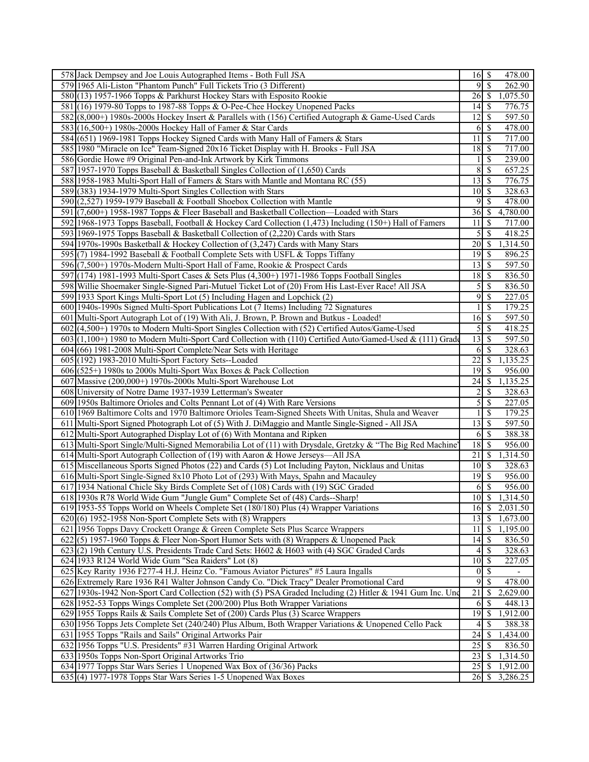| | | | | |
|---|---|---|---|---|
| 578 | Jack Dempsey and Joe Louis Autographed Items - Both Full JSA | 16 | $ | 478.00 |
| 579 | 1965 Ali-Liston "Phantom Punch" Full Tickets Trio (3 Different) | 9 | $ | 262.90 |
| 580 | (13) 1957-1966 Topps & Parkhurst Hockey Stars with Esposito Rookie | 26 | $ | 1,075.50 |
| 581 | (16) 1979-80 Topps to 1987-88 Topps & O-Pee-Chee Hockey Unopened Packs | 14 | $ | 776.75 |
| 582 | (8,000+) 1980s-2000s Hockey Insert & Parallels with (156) Certified Autograph & Game-Used Cards | 12 | $ | 597.50 |
| 583 | (16,500+) 1980s-2000s Hockey Hall of Famer & Star Cards | 6 | $ | 478.00 |
| 584 | (651) 1969-1981 Topps Hockey Signed Cards with Many Hall of Famers & Stars | 11 | $ | 717.00 |
| 585 | 1980 "Miracle on Ice" Team-Signed 20x16 Ticket Display with H. Brooks - Full JSA | 18 | $ | 717.00 |
| 586 | Gordie Howe #9 Original Pen-and-Ink Artwork by Kirk Timmons | 1 | $ | 239.00 |
| 587 | 1957-1970 Topps Baseball & Basketball Singles Collection of (1,650) Cards | 8 | $ | 657.25 |
| 588 | 1958-1983 Multi-Sport Hall of Famers & Stars with Mantle and Montana RC (55) | 13 | $ | 776.75 |
| 589 | (383) 1934-1979 Multi-Sport Singles Collection with Stars | 10 | $ | 328.63 |
| 590 | (2,527) 1959-1979 Baseball & Football Shoebox Collection with Mantle | 9 | $ | 478.00 |
| 591 | (7,600+) 1958-1987 Topps & Fleer Baseball and Basketball Collection—Loaded with Stars | 36 | $ | 4,780.00 |
| 592 | 1968-1973 Topps Baseball, Football & Hockey Card Collection (1,473) Including (150+) Hall of Famers | 11 | $ | 717.00 |
| 593 | 1969-1975 Topps Baseball & Basketball Collection of (2,220) Cards with Stars | 5 | $ | 418.25 |
| 594 | 1970s-1990s Basketball & Hockey Collection of (3,247) Cards with Many Stars | 20 | $ | 1,314.50 |
| 595 | (7) 1984-1992 Baseball & Football Complete Sets with USFL & Topps Tiffany | 19 | $ | 896.25 |
| 596 | (7,500+) 1970s-Modern Multi-Sport Hall of Fame, Rookie & Prospect Cards | 13 | $ | 597.50 |
| 597 | (174) 1981-1993 Multi-Sport Cases & Sets Plus (4,300+) 1971-1986 Topps Football Singles | 18 | $ | 836.50 |
| 598 | Willie Shoemaker Single-Signed Pari-Mutuel Ticket Lot of (20) From His Last-Ever Race! All JSA | 5 | $ | 836.50 |
| 599 | 1933 Sport Kings Multi-Sport Lot (5) Including Hagen and Lopchick (2) | 9 | $ | 227.05 |
| 600 | 1940s-1990s Signed Multi-Sport Publications Lot (7 Items) Including 72 Signatures | 1 | $ | 179.25 |
| 601 | Multi-Sport Autograph Lot of (19) With Ali, J. Brown, P. Brown and Butkus - Loaded! | 16 | $ | 597.50 |
| 602 | (4,500+) 1970s to Modern Multi-Sport Singles Collection with (52) Certified Autos/Game-Used | 5 | $ | 418.25 |
| 603 | (1,100+) 1980 to Modern Multi-Sport Card Collection with (110) Certified Auto/Gamed-Used & (111) Grade | 13 | $ | 597.50 |
| 604 | (66) 1981-2008 Multi-Sport Complete/Near Sets with Heritage | 6 | $ | 328.63 |
| 605 | (192) 1983-2010 Multi-Sport Factory Sets--Loaded | 22 | $ | 1,135.25 |
| 606 | (525+) 1980s to 2000s Multi-Sport Wax Boxes & Pack Collection | 19 | $ | 956.00 |
| 607 | Massive (200,000+) 1970s-2000s Multi-Sport Warehouse Lot | 24 | $ | 1,135.25 |
| 608 | University of Notre Dame 1937-1939 Letterman's Sweater | 2 | $ | 328.63 |
| 609 | 1950s Baltimore Orioles and Colts Pennant Lot of (4) With Rare Versions | 5 | $ | 227.05 |
| 610 | 1969 Baltimore Colts and 1970 Baltimore Orioles Team-Signed Sheets With Unitas, Shula and Weaver | 1 | $ | 179.25 |
| 611 | Multi-Sport Signed Photograph Lot of (5) With J. DiMaggio and Mantle Single-Signed - All JSA | 13 | $ | 597.50 |
| 612 | Multi-Sport Autographed Display Lot of (6) With Montana and Ripken | 6 | $ | 388.38 |
| 613 | Multi-Sport Single/Multi-Signed Memorabilia Lot of (11) with Drysdale, Gretzky & "The Big Red Machine" | 18 | $ | 956.00 |
| 614 | Multi-Sport Autograph Collection of (19) with Aaron & Howe Jerseys—All JSA | 21 | $ | 1,314.50 |
| 615 | Miscellaneous Sports Signed Photos (22) and Cards (5) Lot Including Payton, Nicklaus and Unitas | 10 | $ | 328.63 |
| 616 | Multi-Sport Single-Signed 8x10 Photo Lot of (293) With Mays, Spahn and Macauley | 19 | $ | 956.00 |
| 617 | 1934 National Chicle Sky Birds Complete Set of (108) Cards with (19) SGC Graded | 6 | $ | 956.00 |
| 618 | 1930s R78 World Wide Gum "Jungle Gum" Complete Set of (48) Cards--Sharp! | 10 | $ | 1,314.50 |
| 619 | 1953-55 Topps World on Wheels Complete Set (180/180) Plus (4) Wrapper Variations | 16 | $ | 2,031.50 |
| 620 | (6) 1952-1958 Non-Sport Complete Sets with (8) Wrappers | 13 | $ | 1,673.00 |
| 621 | 1956 Topps Davy Crockett Orange & Green Complete Sets Plus Scarce Wrappers | 11 | $ | 1,195.00 |
| 622 | (5) 1957-1960 Topps & Fleer Non-Sport Humor Sets with (8) Wrappers & Unopened Pack | 14 | $ | 836.50 |
| 623 | (2) 19th Century U.S. Presidents Trade Card Sets: H602 & H603 with (4) SGC Graded Cards | 4 | $ | 328.63 |
| 624 | 1933 R124 World Wide Gum "Sea Raiders" Lot (8) | 10 | $ | 227.05 |
| 625 | Key Rarity 1936 F277-4 H.J. Heinz Co. "Famous Aviator Pictures" #5 Laura Ingalls | 0 | $ | - |
| 626 | Extremely Rare 1936 R41 Walter Johnson Candy Co. "Dick Tracy" Dealer Promotional Card | 9 | $ | 478.00 |
| 627 | 1930s-1942 Non-Sport Card Collection (52) with (5) PSA Graded Including (2) Hitler & 1941 Gum Inc. Und | 21 | $ | 2,629.00 |
| 628 | 1952-53 Topps Wings Complete Set (200/200) Plus Both Wrapper Variations | 6 | $ | 448.13 |
| 629 | 1955 Topps Rails & Sails Complete Set of (200) Cards Plus (3) Scarce Wrappers | 19 | $ | 1,912.00 |
| 630 | 1956 Topps Jets Complete Set (240/240) Plus Album, Both Wrapper Variations & Unopened Cello Pack | 4 | $ | 388.38 |
| 631 | 1955 Topps "Rails and Sails" Original Artworks Pair | 24 | $ | 1,434.00 |
| 632 | 1956 Topps "U.S. Presidents" #31 Warren Harding Original Artwork | 25 | $ | 836.50 |
| 633 | 1950s Topps Non-Sport Original Artworks Trio | 23 | $ | 1,314.50 |
| 634 | 1977 Topps Star Wars Series 1 Unopened Wax Box of (36/36) Packs | 25 | $ | 1,912.00 |
| 635 | (4) 1977-1978 Topps Star Wars Series 1-5 Unopened Wax Boxes | 26 | $ | 3,286.25 |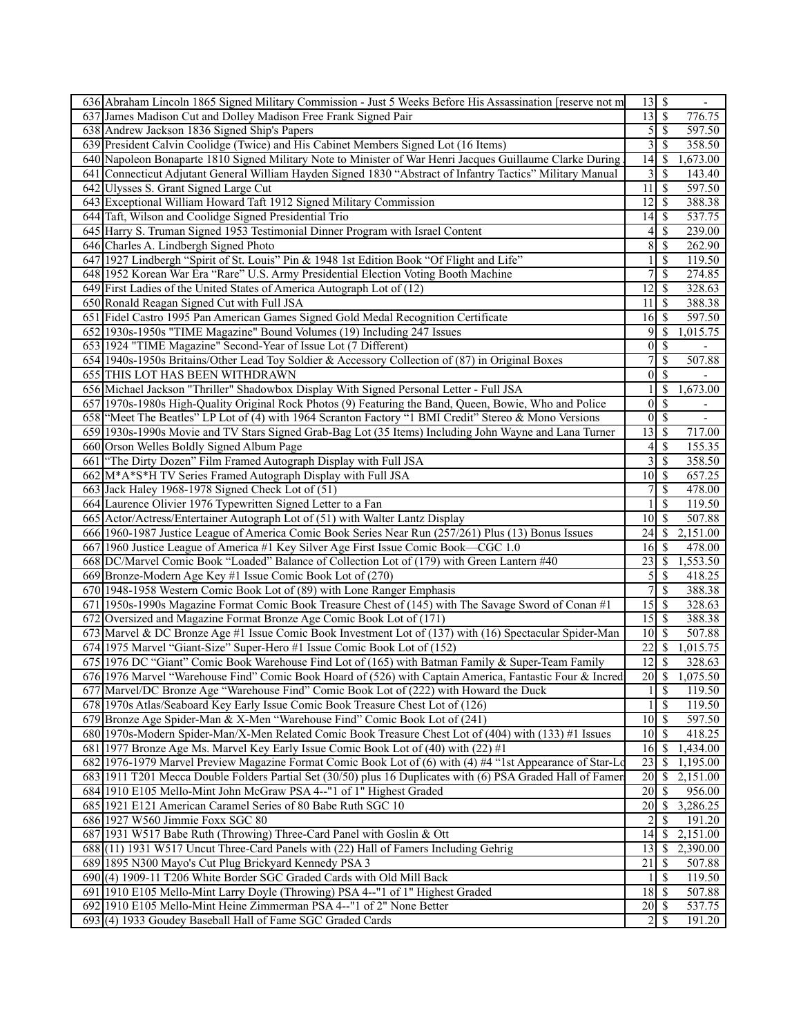| | | | | |
|---|---|---|---|---|
| 636 | Abraham Lincoln 1865 Signed Military Commission - Just 5 Weeks Before His Assassination [reserve not m | 13 | $ | - |
| 637 | James Madison Cut and Dolley Madison Free Frank Signed Pair | 13 | $ | 776.75 |
| 638 | Andrew Jackson 1836 Signed Ship's Papers | 5 | $ | 597.50 |
| 639 | President Calvin Coolidge (Twice) and His Cabinet Members Signed Lot (16 Items) | 3 | $ | 358.50 |
| 640 | Napoleon Bonaparte 1810 Signed Military Note to Minister of War Henri Jacques Guillaume Clarke During | 14 | $ | 1,673.00 |
| 641 | Connecticut Adjutant General William Hayden Signed 1830 "Abstract of Infantry Tactics" Military Manual | 3 | $ | 143.40 |
| 642 | Ulysses S. Grant Signed Large Cut | 11 | $ | 597.50 |
| 643 | Exceptional William Howard Taft 1912 Signed Military Commission | 12 | $ | 388.38 |
| 644 | Taft, Wilson and Coolidge Signed Presidential Trio | 14 | $ | 537.75 |
| 645 | Harry S. Truman Signed 1953 Testimonial Dinner Program with Israel Content | 4 | $ | 239.00 |
| 646 | Charles A. Lindbergh Signed Photo | 8 | $ | 262.90 |
| 647 | 1927 Lindbergh "Spirit of St. Louis" Pin & 1948 1st Edition Book "Of Flight and Life" | 1 | $ | 119.50 |
| 648 | 1952 Korean War Era "Rare" U.S. Army Presidential Election Voting Booth Machine | 7 | $ | 274.85 |
| 649 | First Ladies of the United States of America Autograph Lot of (12) | 12 | $ | 328.63 |
| 650 | Ronald Reagan Signed Cut with Full JSA | 11 | $ | 388.38 |
| 651 | Fidel Castro 1995 Pan American Games Signed Gold Medal Recognition Certificate | 16 | $ | 597.50 |
| 652 | 1930s-1950s "TIME Magazine" Bound Volumes (19) Including 247 Issues | 9 | $ | 1,015.75 |
| 653 | 1924 "TIME Magazine" Second-Year of Issue Lot (7 Different) | 0 | $ | - |
| 654 | 1940s-1950s Britains/Other Lead Toy Soldier & Accessory Collection of (87) in Original Boxes | 7 | $ | 507.88 |
| 655 | THIS LOT HAS BEEN WITHDRAWN | 0 | $ | - |
| 656 | Michael Jackson "Thriller" Shadowbox Display With Signed Personal Letter - Full JSA | 1 | $ | 1,673.00 |
| 657 | 1970s-1980s High-Quality Original Rock Photos (9) Featuring the Band, Queen, Bowie, Who and Police | 0 | $ | - |
| 658 | "Meet The Beatles" LP Lot of (4) with 1964 Scranton Factory "1 BMI Credit" Stereo & Mono Versions | 0 | $ | - |
| 659 | 1930s-1990s Movie and TV Stars Signed Grab-Bag Lot (35 Items) Including John Wayne and Lana Turner | 13 | $ | 717.00 |
| 660 | Orson Welles Boldly Signed Album Page | 4 | $ | 155.35 |
| 661 | "The Dirty Dozen" Film Framed Autograph Display with Full JSA | 3 | $ | 358.50 |
| 662 | M*A*S*H TV Series Framed Autograph Display with Full JSA | 10 | $ | 657.25 |
| 663 | Jack Haley 1968-1978 Signed Check Lot of (51) | 7 | $ | 478.00 |
| 664 | Laurence Olivier 1976 Typewritten Signed Letter to a Fan | 1 | $ | 119.50 |
| 665 | Actor/Actress/Entertainer Autograph Lot of (51) with Walter Lantz Display | 10 | $ | 507.88 |
| 666 | 1960-1987 Justice League of America Comic Book Series Near Run (257/261) Plus (13) Bonus Issues | 24 | $ | 2,151.00 |
| 667 | 1960 Justice League of America #1 Key Silver Age First Issue Comic Book—CGC 1.0 | 16 | $ | 478.00 |
| 668 | DC/Marvel Comic Book "Loaded" Balance of Collection Lot of (179) with Green Lantern #40 | 23 | $ | 1,553.50 |
| 669 | Bronze-Modern Age Key #1 Issue Comic Book Lot of (270) | 5 | $ | 418.25 |
| 670 | 1948-1958 Western Comic Book Lot of (89) with Lone Ranger Emphasis | 7 | $ | 388.38 |
| 671 | 1950s-1990s Magazine Format Comic Book Treasure Chest of (145) with The Savage Sword of Conan #1 | 15 | $ | 328.63 |
| 672 | Oversized and Magazine Format Bronze Age Comic Book Lot of (171) | 15 | $ | 388.38 |
| 673 | Marvel & DC Bronze Age #1 Issue Comic Book Investment Lot of (137) with (16) Spectacular Spider-Man | 10 | $ | 507.88 |
| 674 | 1975 Marvel "Giant-Size" Super-Hero #1 Issue Comic Book Lot of (152) | 22 | $ | 1,015.75 |
| 675 | 1976 DC "Giant" Comic Book Warehouse Find Lot of (165) with Batman Family & Super-Team Family | 12 | $ | 328.63 |
| 676 | 1976 Marvel "Warehouse Find" Comic Book Hoard of (526) with Captain America, Fantastic Four & Incred | 20 | $ | 1,075.50 |
| 677 | Marvel/DC Bronze Age "Warehouse Find" Comic Book Lot of (222) with Howard the Duck | 1 | $ | 119.50 |
| 678 | 1970s Atlas/Seaboard Key Early Issue Comic Book Treasure Chest Lot of (126) | 1 | $ | 119.50 |
| 679 | Bronze Age Spider-Man & X-Men "Warehouse Find" Comic Book Lot of (241) | 10 | $ | 597.50 |
| 680 | 1970s-Modern Spider-Man/X-Men Related Comic Book Treasure Chest Lot of (404) with (133) #1 Issues | 10 | $ | 418.25 |
| 681 | 1977 Bronze Age Ms. Marvel Key Early Issue Comic Book Lot of (40) with (22) #1 | 16 | $ | 1,434.00 |
| 682 | 1976-1979 Marvel Preview Magazine Format Comic Book Lot of (6) with (4) #4 "1st Appearance of Star-Lo | 23 | $ | 1,195.00 |
| 683 | 1911 T201 Mecca Double Folders Partial Set (30/50) plus 16 Duplicates with (6) PSA Graded Hall of Famer | 20 | $ | 2,151.00 |
| 684 | 1910 E105 Mello-Mint John McGraw PSA 4--"1 of 1" Highest Graded | 20 | $ | 956.00 |
| 685 | 1921 E121 American Caramel Series of 80 Babe Ruth SGC 10 | 20 | $ | 3,286.25 |
| 686 | 1927 W560 Jimmie Foxx SGC 80 | 2 | $ | 191.20 |
| 687 | 1931 W517 Babe Ruth (Throwing) Three-Card Panel with Goslin & Ott | 14 | $ | 2,151.00 |
| 688 | (11) 1931 W517 Uncut Three-Card Panels with (22) Hall of Famers Including Gehrig | 13 | $ | 2,390.00 |
| 689 | 1895 N300 Mayo's Cut Plug Brickyard Kennedy PSA 3 | 21 | $ | 507.88 |
| 690 | (4) 1909-11 T206 White Border SGC Graded Cards with Old Mill Back | 1 | $ | 119.50 |
| 691 | 1910 E105 Mello-Mint Larry Doyle (Throwing) PSA 4--"1 of 1" Highest Graded | 18 | $ | 507.88 |
| 692 | 1910 E105 Mello-Mint Heine Zimmerman PSA 4--"1 of 2" None Better | 20 | $ | 537.75 |
| 693 | (4) 1933 Goudey Baseball Hall of Fame SGC Graded Cards | 2 | $ | 191.20 |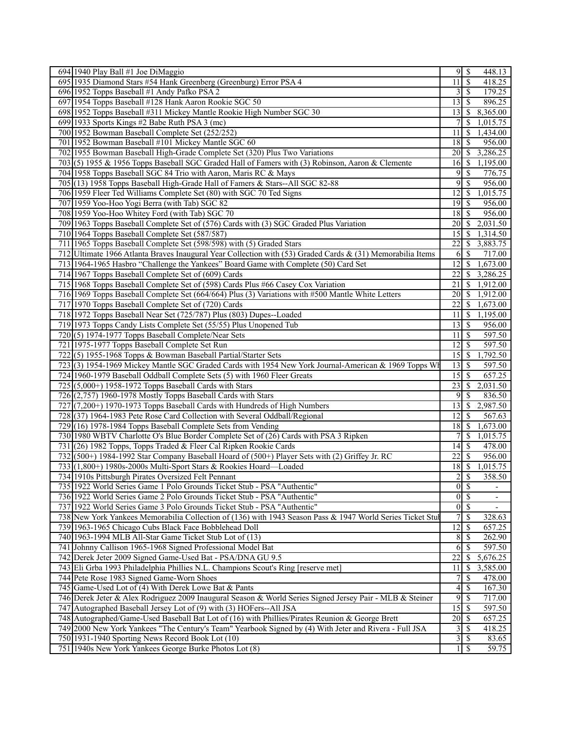| | | | | |
|---|---|---|---|---|
| 694 | 1940 Play Ball #1 Joe DiMaggio | 9 | $ | 448.13 |
| 695 | 1935 Diamond Stars #54 Hank Greenberg (Greenburg) Error PSA 4 | 11 | $ | 418.25 |
| 696 | 1952 Topps Baseball #1 Andy Pafko PSA 2 | 3 | $ | 179.25 |
| 697 | 1954 Topps Baseball #128 Hank Aaron Rookie SGC 50 | 13 | $ | 896.25 |
| 698 | 1952 Topps Baseball #311 Mickey Mantle Rookie High Number SGC 30 | 13 | $ | 8,365.00 |
| 699 | 1933 Sports Kings #2 Babe Ruth PSA 3 (mc) | 7 | $ | 1,015.75 |
| 700 | 1952 Bowman Baseball Complete Set (252/252) | 11 | $ | 1,434.00 |
| 701 | 1952 Bowman Baseball #101 Mickey Mantle SGC 60 | 18 | $ | 956.00 |
| 702 | 1955 Bowman Baseball High-Grade Complete Set (320) Plus Two Variations | 20 | $ | 3,286.25 |
| 703 | (5) 1955 & 1956 Topps Baseball SGC Graded Hall of Famers with (3) Robinson, Aaron & Clemente | 16 | $ | 1,195.00 |
| 704 | 1958 Topps Baseball SGC 84 Trio with Aaron, Maris RC & Mays | 9 | $ | 776.75 |
| 705 | (13) 1958 Topps Baseball High-Grade Hall of Famers & Stars--All SGC 82-88 | 9 | $ | 956.00 |
| 706 | 1959 Fleer Ted Williams Complete Set (80) with SGC 70 Ted Signs | 12 | $ | 1,015.75 |
| 707 | 1959 Yoo-Hoo Yogi Berra (with Tab) SGC 82 | 19 | $ | 956.00 |
| 708 | 1959 Yoo-Hoo Whitey Ford (with Tab) SGC 70 | 18 | $ | 956.00 |
| 709 | 1963 Topps Baseball Complete Set of (576) Cards with (3) SGC Graded Plus Variation | 20 | $ | 2,031.50 |
| 710 | 1964 Topps Baseball Complete Set (587/587) | 15 | $ | 1,314.50 |
| 711 | 1965 Topps Baseball Complete Set (598/598) with (5) Graded Stars | 22 | $ | 3,883.75 |
| 712 | Ultimate 1966 Atlanta Braves Inaugural Year Collection with (53) Graded Cards & (31) Memorabilia Items | 6 | $ | 717.00 |
| 713 | 1964-1965 Hasbro "Challenge the Yankees" Board Game with Complete (50) Card Set | 12 | $ | 1,673.00 |
| 714 | 1967 Topps Baseball Complete Set of (609) Cards | 22 | $ | 3,286.25 |
| 715 | 1968 Topps Baseball Complete Set of (598) Cards Plus #66 Casey Cox Variation | 21 | $ | 1,912.00 |
| 716 | 1969 Topps Baseball Complete Set (664/664) Plus (3) Variations with #500 Mantle White Letters | 20 | $ | 1,912.00 |
| 717 | 1970 Topps Baseball Complete Set of (720) Cards | 22 | $ | 1,673.00 |
| 718 | 1972 Topps Baseball Near Set (725/787) Plus (803) Dupes--Loaded | 11 | $ | 1,195.00 |
| 719 | 1973 Topps Candy Lists Complete Set (55/55) Plus Unopened Tub | 13 | $ | 956.00 |
| 720 | (5) 1974-1977 Topps Baseball Complete/Near Sets | 11 | $ | 597.50 |
| 721 | 1975-1977 Topps Baseball Complete Set Run | 12 | $ | 597.50 |
| 722 | (5) 1955-1968 Topps & Bowman Baseball Partial/Starter Sets | 15 | $ | 1,792.50 |
| 723 | (3) 1954-1969 Mickey Mantle SGC Graded Cards with 1954 New York Journal-American & 1969 Topps Wh | 13 | $ | 597.50 |
| 724 | 1960-1979 Baseball Oddball Complete Sets (5) with 1960 Fleer Greats | 15 | $ | 657.25 |
| 725 | (5,000+) 1958-1972 Topps Baseball Cards with Stars | 23 | $ | 2,031.50 |
| 726 | (2,757) 1960-1978 Mostly Topps Baseball Cards with Stars | 9 | $ | 836.50 |
| 727 | (7,200+) 1970-1973 Topps Baseball Cards with Hundreds of High Numbers | 13 | $ | 2,987.50 |
| 728 | (37) 1964-1983 Pete Rose Card Collection with Several Oddball/Regional | 12 | $ | 567.63 |
| 729 | (16) 1978-1984 Topps Baseball Complete Sets from Vending | 18 | $ | 1,673.00 |
| 730 | 1980 WBTV Charlotte O's Blue Border Complete Set of (26) Cards with PSA 3 Ripken | 7 | $ | 1,015.75 |
| 731 | (26) 1982 Topps, Topps Traded & Fleer Cal Ripken Rookie Cards | 14 | $ | 478.00 |
| 732 | (500+) 1984-1992 Star Company Baseball Hoard of (500+) Player Sets with (2) Griffey Jr. RC | 22 | $ | 956.00 |
| 733 | (1,800+) 1980s-2000s Multi-Sport Stars & Rookies Hoard—Loaded | 18 | $ | 1,015.75 |
| 734 | 1910s Pittsburgh Pirates Oversized Felt Pennant | 2 | $ | 358.50 |
| 735 | 1922 World Series Game 1 Polo Grounds Ticket Stub - PSA "Authentic" | 0 | $ | - |
| 736 | 1922 World Series Game 2 Polo Grounds Ticket Stub - PSA "Authentic" | 0 | $ | - |
| 737 | 1922 World Series Game 3 Polo Grounds Ticket Stub - PSA "Authentic" | 0 | $ | - |
| 738 | New York Yankees Memorabilia Collection of (136) with 1943 Season Pass & 1947 World Series Ticket Stub | 7 | $ | 328.63 |
| 739 | 1963-1965 Chicago Cubs Black Face Bobblehead Doll | 12 | $ | 657.25 |
| 740 | 1963-1994 MLB All-Star Game Ticket Stub Lot of (13) | 8 | $ | 262.90 |
| 741 | Johnny Callison 1965-1968 Signed Professional Model Bat | 6 | $ | 597.50 |
| 742 | Derek Jeter 2009 Signed Game-Used Bat - PSA/DNA GU 9.5 | 22 | $ | 5,676.25 |
| 743 | Eli Grba 1993 Philadelphia Phillies N.L. Champions Scout's Ring [reserve met] | 11 | $ | 3,585.00 |
| 744 | Pete Rose 1983 Signed Game-Worn Shoes | 7 | $ | 478.00 |
| 745 | Game-Used Lot of (4) With Derek Lowe Bat & Pants | 4 | $ | 167.30 |
| 746 | Derek Jeter & Alex Rodriguez 2009 Inaugural Season & World Series Signed Jersey Pair - MLB & Steiner | 9 | $ | 717.00 |
| 747 | Autographed Baseball Jersey Lot of (9) with (3) HOFers--All JSA | 15 | $ | 597.50 |
| 748 | Autographed/Game-Used Baseball Bat Lot of (16) with Phillies/Pirates Reunion & George Brett | 20 | $ | 657.25 |
| 749 | 2000 New York Yankees "The Century's Team" Yearbook Signed by (4) With Jeter and Rivera - Full JSA | 3 | $ | 418.25 |
| 750 | 1931-1940 Sporting News Record Book Lot (10) | 3 | $ | 83.65 |
| 751 | 1940s New York Yankees George Burke Photos Lot (8) | 1 | $ | 59.75 |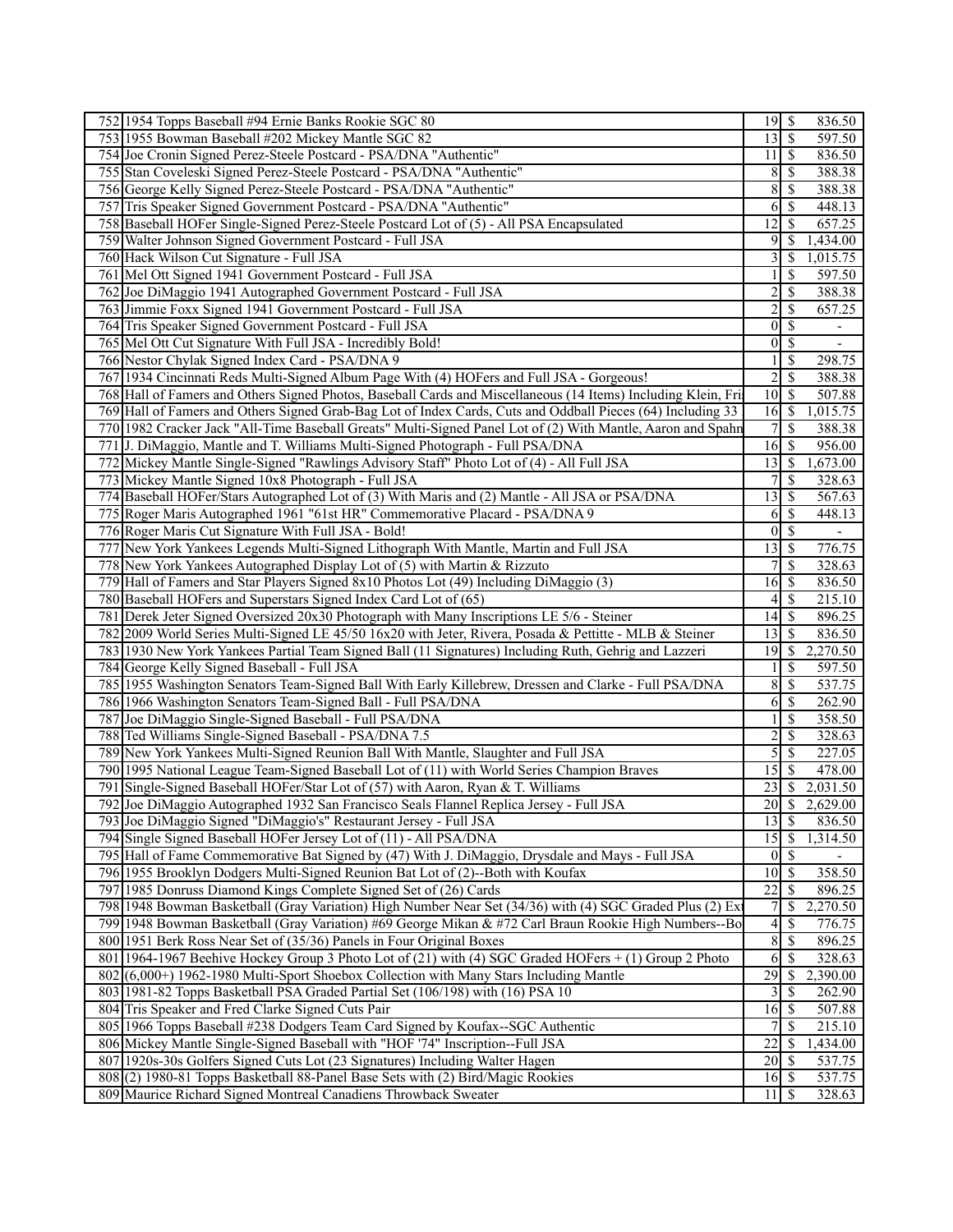| | | | |
|---|---|---|---|
| 752 | 1954 Topps Baseball #94 Ernie Banks Rookie SGC 80 | 19 | $ 836.50 |
| 753 | 1955 Bowman Baseball #202 Mickey Mantle SGC 82 | 13 | $ 597.50 |
| 754 | Joe Cronin Signed Perez-Steele Postcard - PSA/DNA "Authentic" | 11 | $ 836.50 |
| 755 | Stan Coveleski Signed Perez-Steele Postcard - PSA/DNA "Authentic" | 8 | $ 388.38 |
| 756 | George Kelly Signed Perez-Steele Postcard - PSA/DNA "Authentic" | 8 | $ 388.38 |
| 757 | Tris Speaker Signed Government Postcard - PSA/DNA "Authentic" | 6 | $ 448.13 |
| 758 | Baseball HOFer Single-Signed Perez-Steele Postcard Lot of (5) - All PSA Encapsulated | 12 | $ 657.25 |
| 759 | Walter Johnson Signed Government Postcard - Full JSA | 9 | $ 1,434.00 |
| 760 | Hack Wilson Cut Signature - Full JSA | 3 | $ 1,015.75 |
| 761 | Mel Ott Signed 1941 Government Postcard - Full JSA | 1 | $ 597.50 |
| 762 | Joe DiMaggio 1941 Autographed Government Postcard - Full JSA | 2 | $ 388.38 |
| 763 | Jimmie Foxx Signed 1941 Government Postcard - Full JSA | 2 | $ 657.25 |
| 764 | Tris Speaker Signed Government Postcard - Full JSA | 0 | $ - |
| 765 | Mel Ott Cut Signature With Full JSA - Incredibly Bold! | 0 | $ - |
| 766 | Nestor Chylak Signed Index Card - PSA/DNA 9 | 1 | $ 298.75 |
| 767 | 1934 Cincinnati Reds Multi-Signed Album Page With (4) HOFers and Full JSA - Gorgeous! | 2 | $ 388.38 |
| 768 | Hall of Famers and Others Signed Photos, Baseball Cards and Miscellaneous (14 Items) Including Klein, Fri | 10 | $ 507.88 |
| 769 | Hall of Famers and Others Signed Grab-Bag Lot of Index Cards, Cuts and Oddball Pieces (64) Including 33 | 16 | $ 1,015.75 |
| 770 | 1982 Cracker Jack "All-Time Baseball Greats" Multi-Signed Panel Lot of (2) With Mantle, Aaron and Spahn | 7 | $ 388.38 |
| 771 | J. DiMaggio, Mantle and T. Williams Multi-Signed Photograph - Full PSA/DNA | 16 | $ 956.00 |
| 772 | Mickey Mantle Single-Signed "Rawlings Advisory Staff" Photo Lot of (4) - All Full JSA | 13 | $ 1,673.00 |
| 773 | Mickey Mantle Signed 10x8 Photograph - Full JSA | 7 | $ 328.63 |
| 774 | Baseball HOFer/Stars Autographed Lot of (3) With Maris and (2) Mantle - All JSA or PSA/DNA | 13 | $ 567.63 |
| 775 | Roger Maris Autographed 1961 "61st HR" Commemorative Placard - PSA/DNA 9 | 6 | $ 448.13 |
| 776 | Roger Maris Cut Signature With Full JSA - Bold! | 0 | $ - |
| 777 | New York Yankees Legends Multi-Signed Lithograph With Mantle, Martin and Full JSA | 13 | $ 776.75 |
| 778 | New York Yankees Autographed Display Lot of (5) with Martin & Rizzuto | 7 | $ 328.63 |
| 779 | Hall of Famers and Star Players Signed 8x10 Photos Lot (49) Including DiMaggio (3) | 16 | $ 836.50 |
| 780 | Baseball HOFers and Superstars Signed Index Card Lot of (65) | 4 | $ 215.10 |
| 781 | Derek Jeter Signed Oversized 20x30 Photograph with Many Inscriptions LE 5/6 - Steiner | 14 | $ 896.25 |
| 782 | 2009 World Series Multi-Signed LE 45/50 16x20 with Jeter, Rivera, Posada & Pettitte - MLB & Steiner | 13 | $ 836.50 |
| 783 | 1930 New York Yankees Partial Team Signed Ball (11 Signatures) Including Ruth, Gehrig and Lazzeri | 19 | $ 2,270.50 |
| 784 | George Kelly Signed Baseball - Full JSA | 1 | $ 597.50 |
| 785 | 1955 Washington Senators Team-Signed Ball With Early Killebrew, Dressen and Clarke - Full PSA/DNA | 8 | $ 537.75 |
| 786 | 1966 Washington Senators Team-Signed Ball - Full PSA/DNA | 6 | $ 262.90 |
| 787 | Joe DiMaggio Single-Signed Baseball - Full PSA/DNA | 1 | $ 358.50 |
| 788 | Ted Williams Single-Signed Baseball - PSA/DNA 7.5 | 2 | $ 328.63 |
| 789 | New York Yankees Multi-Signed Reunion Ball With Mantle, Slaughter and Full JSA | 5 | $ 227.05 |
| 790 | 1995 National League Team-Signed Baseball Lot of (11) with World Series Champion Braves | 15 | $ 478.00 |
| 791 | Single-Signed Baseball HOFer/Star Lot of (57) with Aaron, Ryan & T. Williams | 23 | $ 2,031.50 |
| 792 | Joe DiMaggio Autographed 1932 San Francisco Seals Flannel Replica Jersey - Full JSA | 20 | $ 2,629.00 |
| 793 | Joe DiMaggio Signed "DiMaggio's" Restaurant Jersey - Full JSA | 13 | $ 836.50 |
| 794 | Single Signed Baseball HOFer Jersey Lot of (11) - All PSA/DNA | 15 | $ 1,314.50 |
| 795 | Hall of Fame Commemorative Bat Signed by (47) With J. DiMaggio, Drysdale and Mays - Full JSA | 0 | $ - |
| 796 | 1955 Brooklyn Dodgers Multi-Signed Reunion Bat Lot of (2)--Both with Koufax | 10 | $ 358.50 |
| 797 | 1985 Donruss Diamond Kings Complete Signed Set of (26) Cards | 22 | $ 896.25 |
| 798 | 1948 Bowman Basketball (Gray Variation) High Number Near Set (34/36) with (4) SGC Graded Plus (2) Ex | 7 | $ 2,270.50 |
| 799 | 1948 Bowman Basketball (Gray Variation) #69 George Mikan & #72 Carl Braun Rookie High Numbers--Bo | 4 | $ 776.75 |
| 800 | 1951 Berk Ross Near Set of (35/36) Panels in Four Original Boxes | 8 | $ 896.25 |
| 801 | 1964-1967 Beehive Hockey Group 3 Photo Lot of (21) with (4) SGC Graded HOFers + (1) Group 2 Photo | 6 | $ 328.63 |
| 802 | (6,000+) 1962-1980 Multi-Sport Shoebox Collection with Many Stars Including Mantle | 29 | $ 2,390.00 |
| 803 | 1981-82 Topps Basketball PSA Graded Partial Set (106/198) with (16) PSA 10 | 3 | $ 262.90 |
| 804 | Tris Speaker and Fred Clarke Signed Cuts Pair | 16 | $ 507.88 |
| 805 | 1966 Topps Baseball #238 Dodgers Team Card Signed by Koufax--SGC Authentic | 7 | $ 215.10 |
| 806 | Mickey Mantle Single-Signed Baseball with "HOF '74" Inscription--Full JSA | 22 | $ 1,434.00 |
| 807 | 1920s-30s Golfers Signed Cuts Lot (23 Signatures) Including Walter Hagen | 20 | $ 537.75 |
| 808 | (2) 1980-81 Topps Basketball 88-Panel Base Sets with (2) Bird/Magic Rookies | 16 | $ 537.75 |
| 809 | Maurice Richard Signed Montreal Canadiens Throwback Sweater | 11 | $ 328.63 |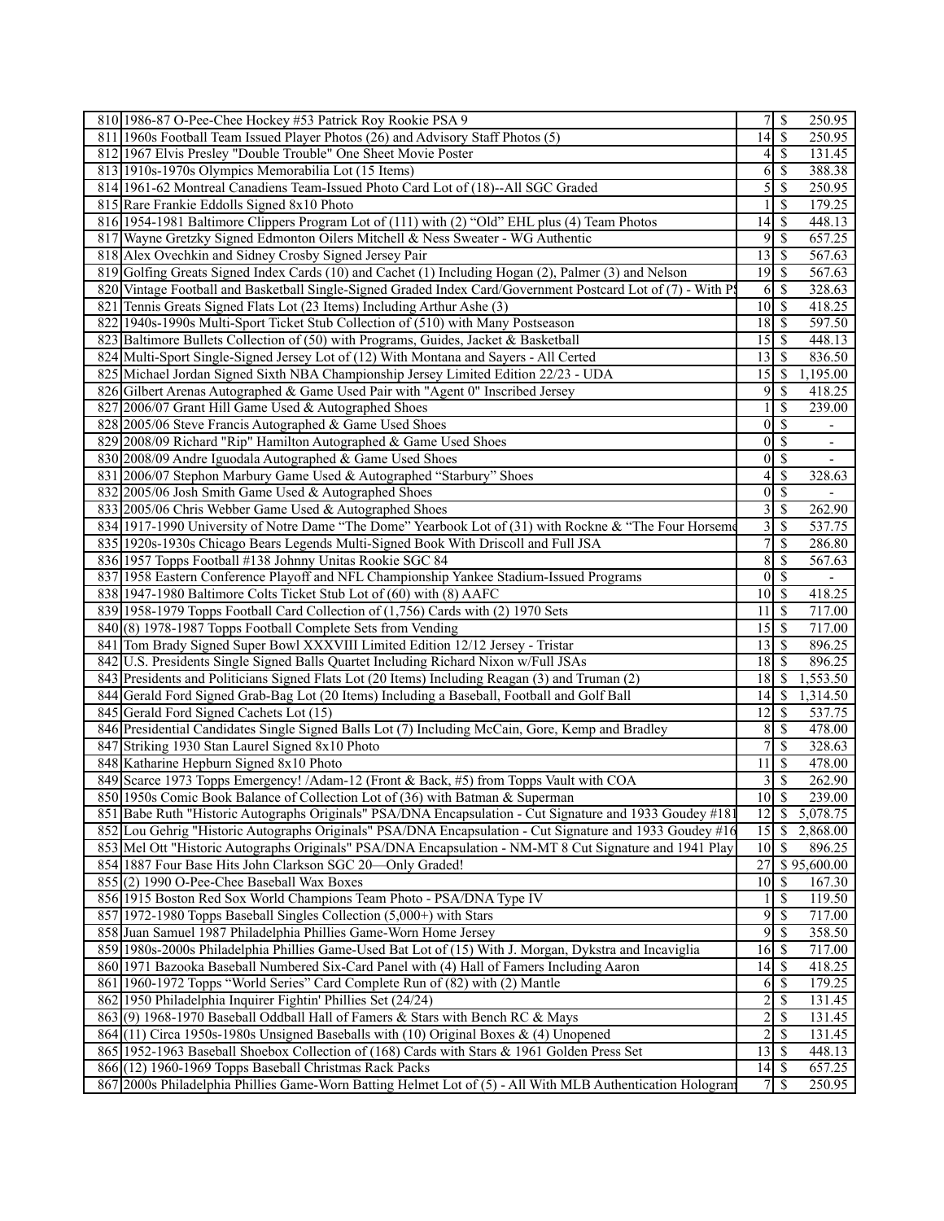| | | | | |
|---|---|---|---|---|
| 810 | 1986-87 O-Pee-Chee Hockey #53 Patrick Roy Rookie PSA 9 | 7 | $ | 250.95 |
| 811 | 1960s Football Team Issued Player Photos (26) and Advisory Staff Photos (5) | 14 | $ | 250.95 |
| 812 | 1967 Elvis Presley "Double Trouble" One Sheet Movie Poster | 4 | $ | 131.45 |
| 813 | 1910s-1970s Olympics Memorabilia Lot (15 Items) | 6 | $ | 388.38 |
| 814 | 1961-62 Montreal Canadiens Team-Issued Photo Card Lot of (18)--All SGC Graded | 5 | $ | 250.95 |
| 815 | Rare Frankie Eddolls Signed 8x10 Photo | 1 | $ | 179.25 |
| 816 | 1954-1981 Baltimore Clippers Program Lot of (111) with (2) "Old" EHL plus (4) Team Photos | 14 | $ | 448.13 |
| 817 | Wayne Gretzky Signed Edmonton Oilers Mitchell & Ness Sweater - WG Authentic | 9 | $ | 657.25 |
| 818 | Alex Ovechkin and Sidney Crosby Signed Jersey Pair | 13 | $ | 567.63 |
| 819 | Golfing Greats Signed Index Cards (10) and Cachet (1) Including Hogan (2), Palmer (3) and Nelson | 19 | $ | 567.63 |
| 820 | Vintage Football and Basketball Single-Signed Graded Index Card/Government Postcard Lot of (7) - With PS | 6 | $ | 328.63 |
| 821 | Tennis Greats Signed Flats Lot (23 Items) Including Arthur Ashe (3) | 10 | $ | 418.25 |
| 822 | 1940s-1990s Multi-Sport Ticket Stub Collection of (510) with Many Postseason | 18 | $ | 597.50 |
| 823 | Baltimore Bullets Collection of (50) with Programs, Guides, Jacket & Basketball | 15 | $ | 448.13 |
| 824 | Multi-Sport Single-Signed Jersey Lot of (12) With Montana and Sayers - All Certed | 13 | $ | 836.50 |
| 825 | Michael Jordan Signed Sixth NBA Championship Jersey Limited Edition 22/23 - UDA | 15 | $ | 1,195.00 |
| 826 | Gilbert Arenas Autographed & Game Used Pair with "Agent 0" Inscribed Jersey | 9 | $ | 418.25 |
| 827 | 2006/07 Grant Hill Game Used & Autographed Shoes | 1 | $ | 239.00 |
| 828 | 2005/06 Steve Francis Autographed & Game Used Shoes | 0 | $ | - |
| 829 | 2008/09 Richard "Rip" Hamilton Autographed & Game Used Shoes | 0 | $ | - |
| 830 | 2008/09 Andre Iguodala Autographed & Game Used Shoes | 0 | $ | - |
| 831 | 2006/07 Stephon Marbury Game Used & Autographed "Starbury" Shoes | 4 | $ | 328.63 |
| 832 | 2005/06 Josh Smith Game Used & Autographed Shoes | 0 | $ | - |
| 833 | 2005/06 Chris Webber Game Used & Autographed Shoes | 3 | $ | 262.90 |
| 834 | 1917-1990 University of Notre Dame "The Dome" Yearbook Lot of (31) with Rockne & "The Four Horseme | 3 | $ | 537.75 |
| 835 | 1920s-1930s Chicago Bears Legends Multi-Signed Book With Driscoll and Full JSA | 7 | $ | 286.80 |
| 836 | 1957 Topps Football #138 Johnny Unitas Rookie SGC 84 | 8 | $ | 567.63 |
| 837 | 1958 Eastern Conference Playoff and NFL Championship Yankee Stadium-Issued Programs | 0 | $ | - |
| 838 | 1947-1980 Baltimore Colts Ticket Stub Lot of (60) with (8) AAFC | 10 | $ | 418.25 |
| 839 | 1958-1979 Topps Football Card Collection of (1,756) Cards with (2) 1970 Sets | 11 | $ | 717.00 |
| 840 | (8) 1978-1987 Topps Football Complete Sets from Vending | 15 | $ | 717.00 |
| 841 | Tom Brady Signed Super Bowl XXXVIII Limited Edition 12/12 Jersey - Tristar | 13 | $ | 896.25 |
| 842 | U.S. Presidents Single Signed Balls Quartet Including Richard Nixon w/Full JSAs | 18 | $ | 896.25 |
| 843 | Presidents and Politicians Signed Flats Lot (20 Items) Including Reagan (3) and Truman (2) | 18 | $ | 1,553.50 |
| 844 | Gerald Ford Signed Grab-Bag Lot (20 Items) Including a Baseball, Football and Golf Ball | 14 | $ | 1,314.50 |
| 845 | Gerald Ford Signed Cachets Lot (15) | 12 | $ | 537.75 |
| 846 | Presidential Candidates Single Signed Balls Lot (7) Including McCain, Gore, Kemp and Bradley | 8 | $ | 478.00 |
| 847 | Striking 1930 Stan Laurel Signed 8x10 Photo | 7 | $ | 328.63 |
| 848 | Katharine Hepburn Signed 8x10 Photo | 11 | $ | 478.00 |
| 849 | Scarce 1973 Topps Emergency! /Adam-12 (Front & Back, #5) from Topps Vault with COA | 3 | $ | 262.90 |
| 850 | 1950s Comic Book Balance of Collection Lot of (36) with Batman & Superman | 10 | $ | 239.00 |
| 851 | Babe Ruth "Historic Autographs Originals" PSA/DNA Encapsulation - Cut Signature and 1933 Goudey #181 | 12 | $ | 5,078.75 |
| 852 | Lou Gehrig "Historic Autographs Originals" PSA/DNA Encapsulation - Cut Signature and 1933 Goudey #16 | 15 | $ | 2,868.00 |
| 853 | Mel Ott "Historic Autographs Originals" PSA/DNA Encapsulation - NM-MT 8 Cut Signature and 1941 Play | 10 | $ | 896.25 |
| 854 | 1887 Four Base Hits John Clarkson SGC 20—Only Graded! | 27 | $ | 95,600.00 |
| 855 | (2) 1990 O-Pee-Chee Baseball Wax Boxes | 10 | $ | 167.30 |
| 856 | 1915 Boston Red Sox World Champions Team Photo - PSA/DNA Type IV | 1 | $ | 119.50 |
| 857 | 1972-1980 Topps Baseball Singles Collection (5,000+) with Stars | 9 | $ | 717.00 |
| 858 | Juan Samuel 1987 Philadelphia Phillies Game-Worn Home Jersey | 9 | $ | 358.50 |
| 859 | 1980s-2000s Philadelphia Phillies Game-Used Bat Lot of (15) With J. Morgan, Dykstra and Incaviglia | 16 | $ | 717.00 |
| 860 | 1971 Bazooka Baseball Numbered Six-Card Panel with (4) Hall of Famers Including Aaron | 14 | $ | 418.25 |
| 861 | 1960-1972 Topps "World Series" Card Complete Run of (82) with (2) Mantle | 6 | $ | 179.25 |
| 862 | 1950 Philadelphia Inquirer Fightin' Phillies Set (24/24) | 2 | $ | 131.45 |
| 863 | (9) 1968-1970 Baseball Oddball Hall of Famers & Stars with Bench RC & Mays | 2 | $ | 131.45 |
| 864 | (11) Circa 1950s-1980s Unsigned Baseballs with (10) Original Boxes & (4) Unopened | 2 | $ | 131.45 |
| 865 | 1952-1963 Baseball Shoebox Collection of (168) Cards with Stars & 1961 Golden Press Set | 13 | $ | 448.13 |
| 866 | (12) 1960-1969 Topps Baseball Christmas Rack Packs | 14 | $ | 657.25 |
| 867 | 2000s Philadelphia Phillies Game-Worn Batting Helmet Lot of (5) - All With MLB Authentication Hologram | 7 | $ | 250.95 |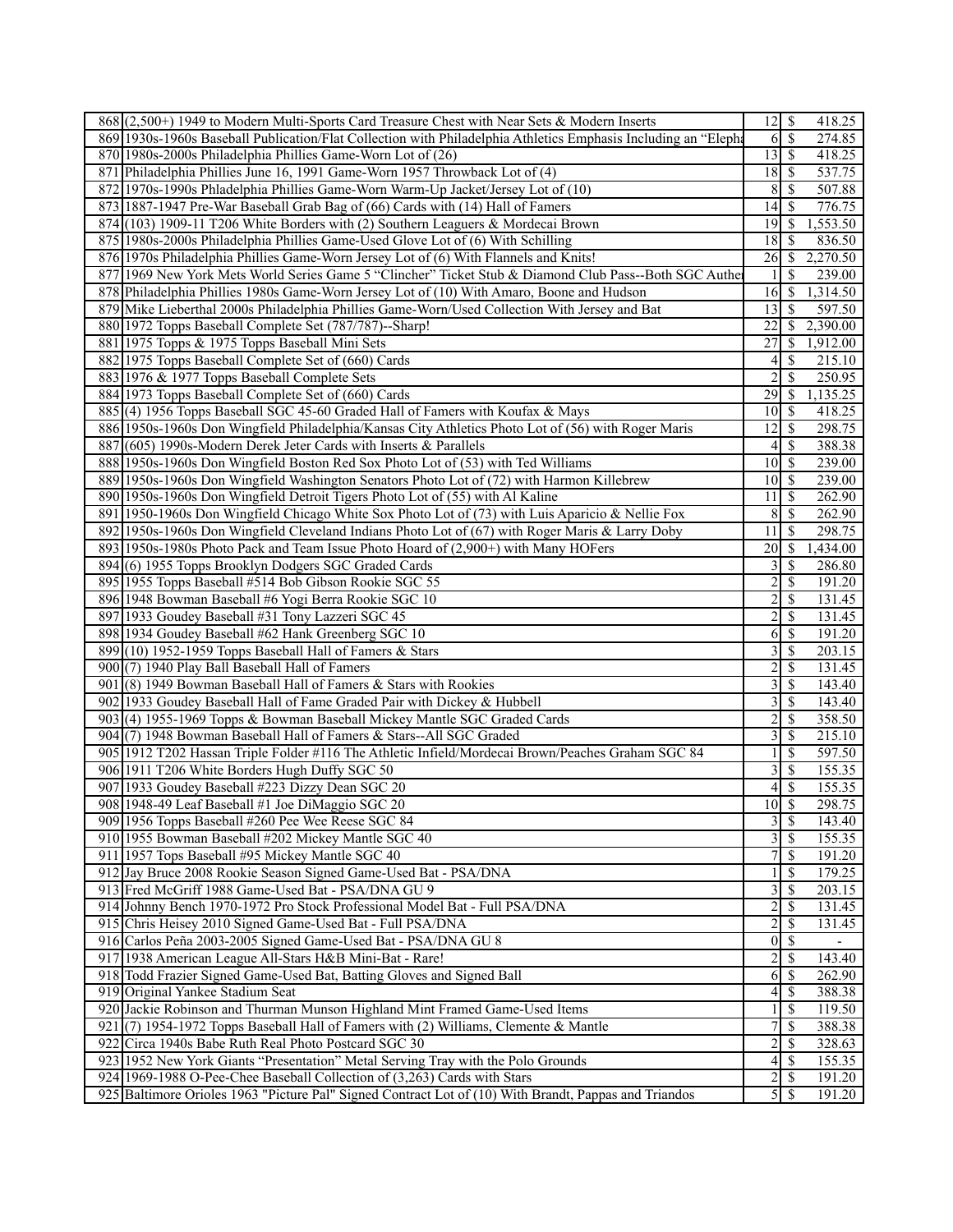| | | | | |
|---|---|---|---|---|
| 868 | (2,500+) 1949 to Modern Multi-Sports Card Treasure Chest with Near Sets & Modern Inserts | 12 | $ | 418.25 |
| 869 | 1930s-1960s Baseball Publication/Flat Collection with Philadelphia Athletics Emphasis Including an "Elepha | 6 | $ | 274.85 |
| 870 | 1980s-2000s Philadelphia Phillies Game-Worn Lot of (26) | 13 | $ | 418.25 |
| 871 | Philadelphia Phillies June 16, 1991 Game-Worn 1957 Throwback Lot of (4) | 18 | $ | 537.75 |
| 872 | 1970s-1990s Phladelphia Phillies Game-Worn Warm-Up Jacket/Jersey Lot of (10) | 8 | $ | 507.88 |
| 873 | 1887-1947 Pre-War Baseball Grab Bag of (66) Cards with (14) Hall of Famers | 14 | $ | 776.75 |
| 874 | (103) 1909-11 T206 White Borders with (2) Southern Leaguers & Mordecai Brown | 19 | $ | 1,553.50 |
| 875 | 1980s-2000s Philadelphia Phillies Game-Used Glove Lot of (6) With Schilling | 18 | $ | 836.50 |
| 876 | 1970s Philadelphia Phillies Game-Worn Jersey Lot of (6) With Flannels and Knits! | 26 | $ | 2,270.50 |
| 877 | 1969 New York Mets World Series Game 5 "Clincher" Ticket Stub & Diamond Club Pass--Both SGC Authe | 1 | $ | 239.00 |
| 878 | Philadelphia Phillies 1980s Game-Worn Jersey Lot of (10) With Amaro, Boone and Hudson | 16 | $ | 1,314.50 |
| 879 | Mike Lieberthal 2000s Philadelphia Phillies Game-Worn/Used Collection With Jersey and Bat | 13 | $ | 597.50 |
| 880 | 1972 Topps Baseball Complete Set (787/787)--Sharp! | 22 | $ | 2,390.00 |
| 881 | 1975 Topps & 1975 Topps Baseball Mini Sets | 27 | $ | 1,912.00 |
| 882 | 1975 Topps Baseball Complete Set of (660) Cards | 4 | $ | 215.10 |
| 883 | 1976 & 1977 Topps Baseball Complete Sets | 2 | $ | 250.95 |
| 884 | 1973 Topps Baseball Complete Set of (660) Cards | 29 | $ | 1,135.25 |
| 885 | (4) 1956 Topps Baseball SGC 45-60 Graded Hall of Famers with Koufax & Mays | 10 | $ | 418.25 |
| 886 | 1950s-1960s Don Wingfield Philadelphia/Kansas City Athletics Photo Lot of (56) with Roger Maris | 12 | $ | 298.75 |
| 887 | (605) 1990s-Modern Derek Jeter Cards with Inserts & Parallels | 4 | $ | 388.38 |
| 888 | 1950s-1960s Don Wingfield Boston Red Sox Photo Lot of (53) with Ted Williams | 10 | $ | 239.00 |
| 889 | 1950s-1960s Don Wingfield Washington Senators Photo Lot of (72) with Harmon Killebrew | 10 | $ | 239.00 |
| 890 | 1950s-1960s Don Wingfield Detroit Tigers Photo Lot of (55) with Al Kaline | 11 | $ | 262.90 |
| 891 | 1950-1960s Don Wingfield Chicago White Sox Photo Lot of (73) with Luis Aparicio & Nellie Fox | 8 | $ | 262.90 |
| 892 | 1950s-1960s Don Wingfield Cleveland Indians Photo Lot of (67) with Roger Maris & Larry Doby | 11 | $ | 298.75 |
| 893 | 1950s-1980s Photo Pack and Team Issue Photo Hoard of (2,900+) with Many HOFers | 20 | $ | 1,434.00 |
| 894 | (6) 1955 Topps Brooklyn Dodgers SGC Graded Cards | 3 | $ | 286.80 |
| 895 | 1955 Topps Baseball #514 Bob Gibson Rookie SGC 55 | 2 | $ | 191.20 |
| 896 | 1948 Bowman Baseball #6 Yogi Berra Rookie SGC 10 | 2 | $ | 131.45 |
| 897 | 1933 Goudey Baseball #31 Tony Lazzeri SGC 45 | 2 | $ | 131.45 |
| 898 | 1934 Goudey Baseball #62 Hank Greenberg SGC 10 | 6 | $ | 191.20 |
| 899 | (10) 1952-1959 Topps Baseball Hall of Famers & Stars | 3 | $ | 203.15 |
| 900 | (7) 1940 Play Ball Baseball Hall of Famers | 2 | $ | 131.45 |
| 901 | (8) 1949 Bowman Baseball Hall of Famers & Stars with Rookies | 3 | $ | 143.40 |
| 902 | 1933 Goudey Baseball Hall of Fame Graded Pair with Dickey & Hubbell | 3 | $ | 143.40 |
| 903 | (4) 1955-1969 Topps & Bowman Baseball Mickey Mantle SGC Graded Cards | 2 | $ | 358.50 |
| 904 | (7) 1948 Bowman Baseball Hall of Famers & Stars--All SGC Graded | 3 | $ | 215.10 |
| 905 | 1912 T202 Hassan Triple Folder #116 The Athletic Infield/Mordecai Brown/Peaches Graham SGC 84 | 1 | $ | 597.50 |
| 906 | 1911 T206 White Borders Hugh Duffy SGC 50 | 3 | $ | 155.35 |
| 907 | 1933 Goudey Baseball #223 Dizzy Dean SGC 20 | 4 | $ | 155.35 |
| 908 | 1948-49 Leaf Baseball #1 Joe DiMaggio SGC 20 | 10 | $ | 298.75 |
| 909 | 1956 Topps Baseball #260 Pee Wee Reese SGC 84 | 3 | $ | 143.40 |
| 910 | 1955 Bowman Baseball #202 Mickey Mantle SGC 40 | 3 | $ | 155.35 |
| 911 | 1957 Tops Baseball #95 Mickey Mantle SGC 40 | 7 | $ | 191.20 |
| 912 | Jay Bruce 2008 Rookie Season Signed Game-Used Bat - PSA/DNA | 1 | $ | 179.25 |
| 913 | Fred McGriff 1988 Game-Used Bat - PSA/DNA GU 9 | 3 | $ | 203.15 |
| 914 | Johnny Bench 1970-1972 Pro Stock Professional Model Bat - Full PSA/DNA | 2 | $ | 131.45 |
| 915 | Chris Heisey 2010 Signed Game-Used Bat - Full PSA/DNA | 2 | $ | 131.45 |
| 916 | Carlos Peña 2003-2005 Signed Game-Used Bat - PSA/DNA GU 8 | 0 | $ | - |
| 917 | 1938 American League All-Stars H&B Mini-Bat - Rare! | 2 | $ | 143.40 |
| 918 | Todd Frazier Signed Game-Used Bat, Batting Gloves and Signed Ball | 6 | $ | 262.90 |
| 919 | Original Yankee Stadium Seat | 4 | $ | 388.38 |
| 920 | Jackie Robinson and Thurman Munson Highland Mint Framed Game-Used Items | 1 | $ | 119.50 |
| 921 | (7) 1954-1972 Topps Baseball Hall of Famers with (2) Williams, Clemente & Mantle | 7 | $ | 388.38 |
| 922 | Circa 1940s Babe Ruth Real Photo Postcard SGC 30 | 2 | $ | 328.63 |
| 923 | 1952 New York Giants "Presentation" Metal Serving Tray with the Polo Grounds | 4 | $ | 155.35 |
| 924 | 1969-1988 O-Pee-Chee Baseball Collection of (3,263) Cards with Stars | 2 | $ | 191.20 |
| 925 | Baltimore Orioles 1963 "Picture Pal" Signed Contract Lot of (10) With Brandt, Pappas and Triandos | 5 | $ | 191.20 |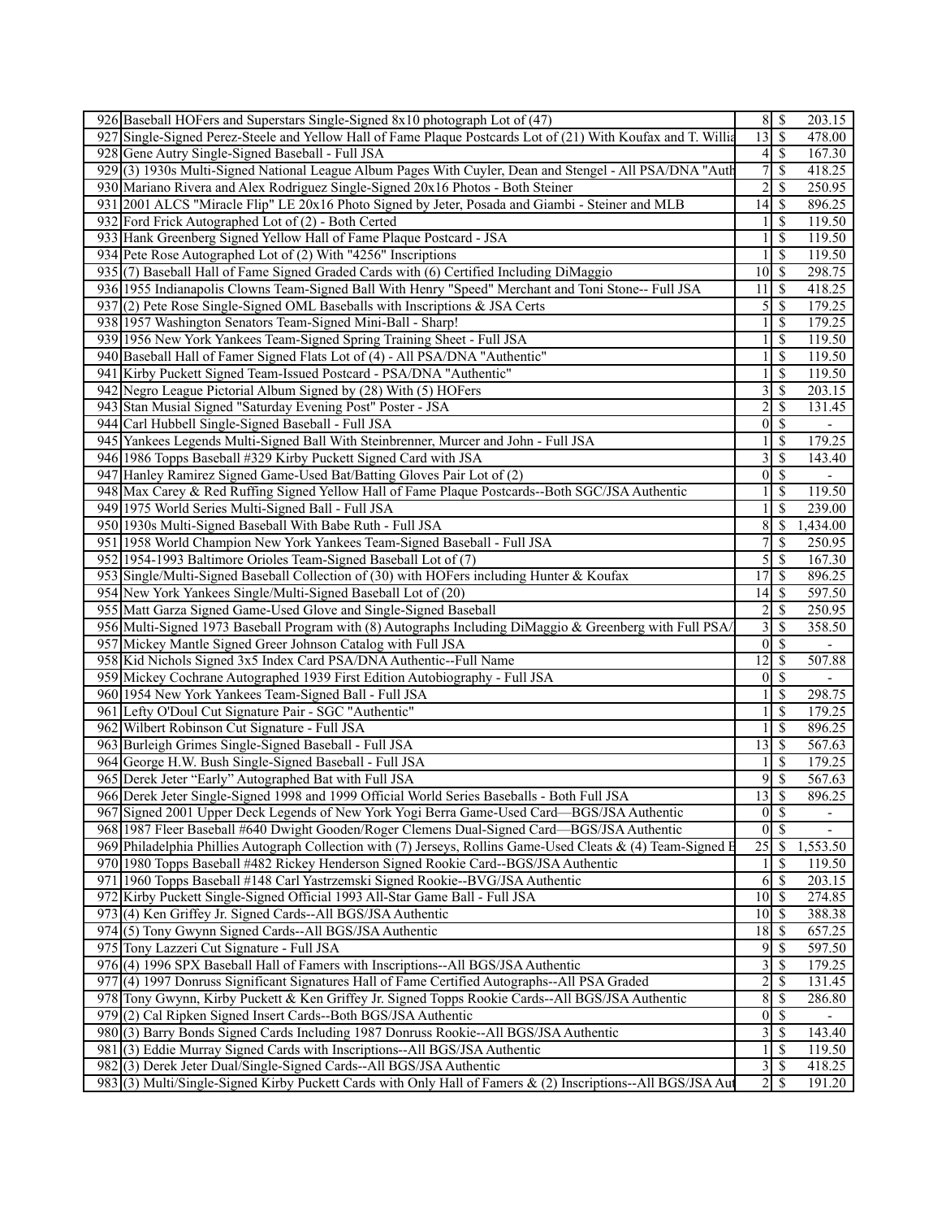| | | | | |
|---|---|---|---|---|
| 926 | Baseball HOFers and Superstars Single-Signed 8x10 photograph Lot of (47) | 8 | $ | 203.15 |
| 927 | Single-Signed Perez-Steele and Yellow Hall of Fame Plaque Postcards Lot of (21) With Koufax and T. Willia | 13 | $ | 478.00 |
| 928 | Gene Autry Single-Signed Baseball - Full JSA | 4 | $ | 167.30 |
| 929 | (3) 1930s Multi-Signed National League Album Pages With Cuyler, Dean and Stengel - All PSA/DNA "Auth | 7 | $ | 418.25 |
| 930 | Mariano Rivera and Alex Rodriguez Single-Signed 20x16 Photos - Both Steiner | 2 | $ | 250.95 |
| 931 | 2001 ALCS "Miracle Flip" LE 20x16 Photo Signed by Jeter, Posada and Giambi - Steiner and MLB | 14 | $ | 896.25 |
| 932 | Ford Frick Autographed Lot of (2) - Both Certed | 1 | $ | 119.50 |
| 933 | Hank Greenberg Signed Yellow Hall of Fame Plaque Postcard - JSA | 1 | $ | 119.50 |
| 934 | Pete Rose Autographed Lot of (2) With "4256" Inscriptions | 1 | $ | 119.50 |
| 935 | (7) Baseball Hall of Fame Signed Graded Cards with (6) Certified Including DiMaggio | 10 | $ | 298.75 |
| 936 | 1955 Indianapolis Clowns Team-Signed Ball With Henry "Speed" Merchant and Toni Stone-- Full JSA | 11 | $ | 418.25 |
| 937 | (2) Pete Rose Single-Signed OML Baseballs with Inscriptions & JSA Certs | 5 | $ | 179.25 |
| 938 | 1957 Washington Senators Team-Signed Mini-Ball - Sharp! | 1 | $ | 179.25 |
| 939 | 1956 New York Yankees Team-Signed Spring Training Sheet - Full JSA | 1 | $ | 119.50 |
| 940 | Baseball Hall of Famer Signed Flats Lot of (4) - All PSA/DNA "Authentic" | 1 | $ | 119.50 |
| 941 | Kirby Puckett Signed Team-Issued Postcard - PSA/DNA "Authentic" | 1 | $ | 119.50 |
| 942 | Negro League Pictorial Album Signed by (28) With (5) HOFers | 3 | $ | 203.15 |
| 943 | Stan Musial Signed "Saturday Evening Post" Poster - JSA | 2 | $ | 131.45 |
| 944 | Carl Hubbell Single-Signed Baseball - Full JSA | 0 | $ | - |
| 945 | Yankees Legends Multi-Signed Ball With Steinbrenner, Murcer and John - Full JSA | 1 | $ | 179.25 |
| 946 | 1986 Topps Baseball #329 Kirby Puckett Signed Card with JSA | 3 | $ | 143.40 |
| 947 | Hanley Ramirez Signed Game-Used Bat/Batting Gloves Pair Lot of (2) | 0 | $ | - |
| 948 | Max Carey & Red Ruffing Signed Yellow Hall of Fame Plaque Postcards--Both SGC/JSA Authentic | 1 | $ | 119.50 |
| 949 | 1975 World Series Multi-Signed Ball - Full JSA | 1 | $ | 239.00 |
| 950 | 1930s Multi-Signed Baseball With Babe Ruth - Full JSA | 8 | $ | 1,434.00 |
| 951 | 1958 World Champion New York Yankees Team-Signed Baseball - Full JSA | 7 | $ | 250.95 |
| 952 | 1954-1993 Baltimore Orioles Team-Signed Baseball Lot of (7) | 5 | $ | 167.30 |
| 953 | Single/Multi-Signed Baseball Collection of (30) with HOFers including Hunter & Koufax | 17 | $ | 896.25 |
| 954 | New York Yankees Single/Multi-Signed Baseball Lot of (20) | 14 | $ | 597.50 |
| 955 | Matt Garza Signed Game-Used Glove and Single-Signed Baseball | 2 | $ | 250.95 |
| 956 | Multi-Signed 1973 Baseball Program with (8) Autographs Including DiMaggio & Greenberg with Full PSA/ | 3 | $ | 358.50 |
| 957 | Mickey Mantle Signed Greer Johnson Catalog with Full JSA | 0 | $ | - |
| 958 | Kid Nichols Signed 3x5 Index Card PSA/DNA Authentic--Full Name | 12 | $ | 507.88 |
| 959 | Mickey Cochrane Autographed 1939 First Edition Autobiography - Full JSA | 0 | $ | - |
| 960 | 1954 New York Yankees Team-Signed Ball - Full JSA | 1 | $ | 298.75 |
| 961 | Lefty O'Doul Cut Signature Pair - SGC "Authentic" | 1 | $ | 179.25 |
| 962 | Wilbert Robinson Cut Signature - Full JSA | 1 | $ | 896.25 |
| 963 | Burleigh Grimes Single-Signed Baseball - Full JSA | 13 | $ | 567.63 |
| 964 | George H.W. Bush Single-Signed Baseball - Full JSA | 1 | $ | 179.25 |
| 965 | Derek Jeter "Early" Autographed Bat with Full JSA | 9 | $ | 567.63 |
| 966 | Derek Jeter Single-Signed 1998 and 1999 Official World Series Baseballs - Both Full JSA | 13 | $ | 896.25 |
| 967 | Signed 2001 Upper Deck Legends of New York Yogi Berra Game-Used Card—BGS/JSA Authentic | 0 | $ | - |
| 968 | 1987 Fleer Baseball #640 Dwight Gooden/Roger Clemens Dual-Signed Card—BGS/JSA Authentic | 0 | $ | - |
| 969 | Philadelphia Phillies Autograph Collection with (7) Jerseys, Rollins Game-Used Cleats & (4) Team-Signed E | 25 | $ | 1,553.50 |
| 970 | 1980 Topps Baseball #482 Rickey Henderson Signed Rookie Card--BGS/JSA Authentic | 1 | $ | 119.50 |
| 971 | 1960 Topps Baseball #148 Carl Yastrzemski Signed Rookie--BVG/JSA Authentic | 6 | $ | 203.15 |
| 972 | Kirby Puckett Single-Signed Official 1993 All-Star Game Ball - Full JSA | 10 | $ | 274.85 |
| 973 | (4) Ken Griffey Jr. Signed Cards--All BGS/JSA Authentic | 10 | $ | 388.38 |
| 974 | (5) Tony Gwynn Signed Cards--All BGS/JSA Authentic | 18 | $ | 657.25 |
| 975 | Tony Lazzeri Cut Signature - Full JSA | 9 | $ | 597.50 |
| 976 | (4) 1996 SPX Baseball Hall of Famers with Inscriptions--All BGS/JSA Authentic | 3 | $ | 179.25 |
| 977 | (4) 1997 Donruss Significant Signatures Hall of Fame Certified Autographs--All PSA Graded | 2 | $ | 131.45 |
| 978 | Tony Gwynn, Kirby Puckett & Ken Griffey Jr. Signed Topps Rookie Cards--All BGS/JSA Authentic | 8 | $ | 286.80 |
| 979 | (2) Cal Ripken Signed Insert Cards--Both BGS/JSA Authentic | 0 | $ | - |
| 980 | (3) Barry Bonds Signed Cards Including 1987 Donruss Rookie--All BGS/JSA Authentic | 3 | $ | 143.40 |
| 981 | (3) Eddie Murray Signed Cards with Inscriptions--All BGS/JSA Authentic | 1 | $ | 119.50 |
| 982 | (3) Derek Jeter Dual/Single-Signed Cards--All BGS/JSA Authentic | 3 | $ | 418.25 |
| 983 | (3) Multi/Single-Signed Kirby Puckett Cards with Only Hall of Famers & (2) Inscriptions--All BGS/JSA Aut | 2 | $ | 191.20 |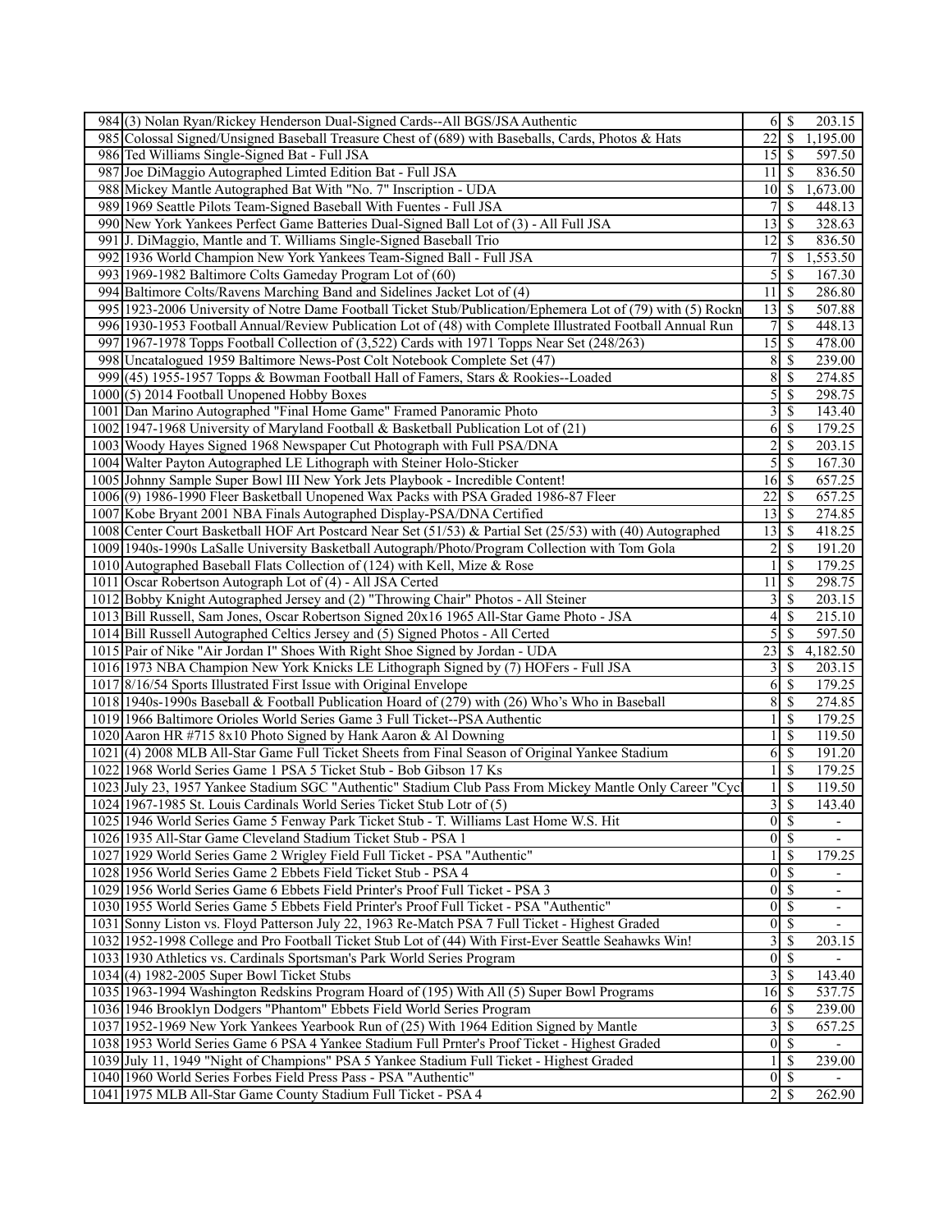| | | | | |
|---|---|---|---|---|
| 984 | (3) Nolan Ryan/Rickey Henderson Dual-Signed Cards--All BGS/JSA Authentic | 6 | $ | 203.15 |
| 985 | Colossal Signed/Unsigned Baseball Treasure Chest of (689) with Baseballs, Cards, Photos & Hats | 22 | $ | 1,195.00 |
| 986 | Ted Williams Single-Signed Bat - Full JSA | 15 | $ | 597.50 |
| 987 | Joe DiMaggio Autographed Limted Edition Bat - Full JSA | 11 | $ | 836.50 |
| 988 | Mickey Mantle Autographed Bat With "No. 7" Inscription - UDA | 10 | $ | 1,673.00 |
| 989 | 1969 Seattle Pilots Team-Signed Baseball With Fuentes - Full JSA | 7 | $ | 448.13 |
| 990 | New York Yankees Perfect Game Batteries Dual-Signed Ball Lot of (3) - All Full JSA | 13 | $ | 328.63 |
| 991 | J. DiMaggio, Mantle and T. Williams Single-Signed Baseball Trio | 12 | $ | 836.50 |
| 992 | 1936 World Champion New York Yankees Team-Signed Ball - Full JSA | 7 | $ | 1,553.50 |
| 993 | 1969-1982 Baltimore Colts Gameday Program Lot of (60) | 5 | $ | 167.30 |
| 994 | Baltimore Colts/Ravens Marching Band and Sidelines Jacket Lot of (4) | 11 | $ | 286.80 |
| 995 | 1923-2006 University of Notre Dame Football Ticket Stub/Publication/Ephemera Lot of (79) with (5) Rockn | 13 | $ | 507.88 |
| 996 | 1930-1953 Football Annual/Review Publication Lot of (48) with Complete Illustrated Football Annual Run | 7 | $ | 448.13 |
| 997 | 1967-1978 Topps Football Collection of (3,522) Cards with 1971 Topps Near Set (248/263) | 15 | $ | 478.00 |
| 998 | Uncatalogued 1959 Baltimore News-Post Colt Notebook Complete Set (47) | 8 | $ | 239.00 |
| 999 | (45) 1955-1957 Topps & Bowman Football Hall of Famers, Stars & Rookies--Loaded | 8 | $ | 274.85 |
| 1000 | (5) 2014 Football Unopened Hobby Boxes | 5 | $ | 298.75 |
| 1001 | Dan Marino Autographed "Final Home Game" Framed Panoramic Photo | 3 | $ | 143.40 |
| 1002 | 1947-1968 University of Maryland Football & Basketball Publication Lot of (21) | 6 | $ | 179.25 |
| 1003 | Woody Hayes Signed 1968 Newspaper Cut Photograph with Full PSA/DNA | 2 | $ | 203.15 |
| 1004 | Walter Payton Autographed LE Lithograph with Steiner Holo-Sticker | 5 | $ | 167.30 |
| 1005 | Johnny Sample Super Bowl III New York Jets Playbook - Incredible Content! | 16 | $ | 657.25 |
| 1006 | (9) 1986-1990 Fleer Basketball Unopened Wax Packs with PSA Graded 1986-87 Fleer | 22 | $ | 657.25 |
| 1007 | Kobe Bryant 2001 NBA Finals Autographed Display-PSA/DNA Certified | 13 | $ | 274.85 |
| 1008 | Center Court Basketball HOF Art Postcard Near Set (51/53) & Partial Set (25/53) with (40) Autographed | 13 | $ | 418.25 |
| 1009 | 1940s-1990s LaSalle University Basketball Autograph/Photo/Program Collection with Tom Gola | 2 | $ | 191.20 |
| 1010 | Autographed Baseball Flats Collection of (124) with Kell, Mize & Rose | 1 | $ | 179.25 |
| 1011 | Oscar Robertson Autograph Lot of (4) - All JSA Certed | 11 | $ | 298.75 |
| 1012 | Bobby Knight Autographed Jersey and (2) "Throwing Chair" Photos - All Steiner | 3 | $ | 203.15 |
| 1013 | Bill Russell, Sam Jones, Oscar Robertson Signed 20x16 1965 All-Star Game Photo - JSA | 4 | $ | 215.10 |
| 1014 | Bill Russell Autographed Celtics Jersey and (5) Signed Photos - All Certed | 5 | $ | 597.50 |
| 1015 | Pair of Nike "Air Jordan I" Shoes With Right Shoe Signed by Jordan - UDA | 23 | $ | 4,182.50 |
| 1016 | 1973 NBA Champion New York Knicks LE Lithograph Signed by (7) HOFers - Full JSA | 3 | $ | 203.15 |
| 1017 | 8/16/54 Sports Illustrated First Issue with Original Envelope | 6 | $ | 179.25 |
| 1018 | 1940s-1990s Baseball & Football Publication Hoard of (279) with (26) Who's Who in Baseball | 8 | $ | 274.85 |
| 1019 | 1966 Baltimore Orioles World Series Game 3 Full Ticket--PSA Authentic | 1 | $ | 179.25 |
| 1020 | Aaron HR #715 8x10 Photo Signed by Hank Aaron & Al Downing | 1 | $ | 119.50 |
| 1021 | (4) 2008 MLB All-Star Game Full Ticket Sheets from Final Season of Original Yankee Stadium | 6 | $ | 191.20 |
| 1022 | 1968 World Series Game 1 PSA 5 Ticket Stub - Bob Gibson 17 Ks | 1 | $ | 179.25 |
| 1023 | July 23, 1957 Yankee Stadium SGC "Authentic" Stadium Club Pass From Mickey Mantle Only Career "Cyc | 1 | $ | 119.50 |
| 1024 | 1967-1985 St. Louis Cardinals World Series Ticket Stub Lotr of (5) | 3 | $ | 143.40 |
| 1025 | 1946 World Series Game 5 Fenway Park Ticket Stub - T. Williams Last Home W.S. Hit | 0 | $ | - |
| 1026 | 1935 All-Star Game Cleveland Stadium Ticket Stub - PSA 1 | 0 | $ | - |
| 1027 | 1929 World Series Game 2 Wrigley Field Full Ticket - PSA "Authentic" | 1 | $ | 179.25 |
| 1028 | 1956 World Series Game 2 Ebbets Field Ticket Stub - PSA 4 | 0 | $ | - |
| 1029 | 1956 World Series Game 6 Ebbets Field Printer's Proof Full Ticket - PSA 3 | 0 | $ | - |
| 1030 | 1955 World Series Game 5 Ebbets Field Printer's Proof Full Ticket - PSA "Authentic" | 0 | $ | - |
| 1031 | Sonny Liston vs. Floyd Patterson July 22, 1963 Re-Match PSA 7 Full Ticket - Highest Graded | 0 | $ | - |
| 1032 | 1952-1998 College and Pro Football Ticket Stub Lot of (44) With First-Ever Seattle Seahawks Win! | 3 | $ | 203.15 |
| 1033 | 1930 Athletics vs. Cardinals Sportsman's Park World Series Program | 0 | $ | - |
| 1034 | (4) 1982-2005 Super Bowl Ticket Stubs | 3 | $ | 143.40 |
| 1035 | 1963-1994 Washington Redskins Program Hoard of (195) With All (5) Super Bowl Programs | 16 | $ | 537.75 |
| 1036 | 1946 Brooklyn Dodgers "Phantom" Ebbets Field World Series Program | 6 | $ | 239.00 |
| 1037 | 1952-1969 New York Yankees Yearbook Run of (25) With 1964 Edition Signed by Mantle | 3 | $ | 657.25 |
| 1038 | 1953 World Series Game 6 PSA 4 Yankee Stadium Full Prnter's Proof Full Ticket - Highest Graded | 0 | $ | - |
| 1039 | July 11, 1949 "Night of Champions" PSA 5 Yankee Stadium Full Ticket - Highest Graded | 1 | $ | 239.00 |
| 1040 | 1960 World Series Forbes Field Press Pass - PSA "Authentic" | 0 | $ | - |
| 1041 | 1975 MLB All-Star Game County Stadium Full Ticket - PSA 4 | 2 | $ | 262.90 |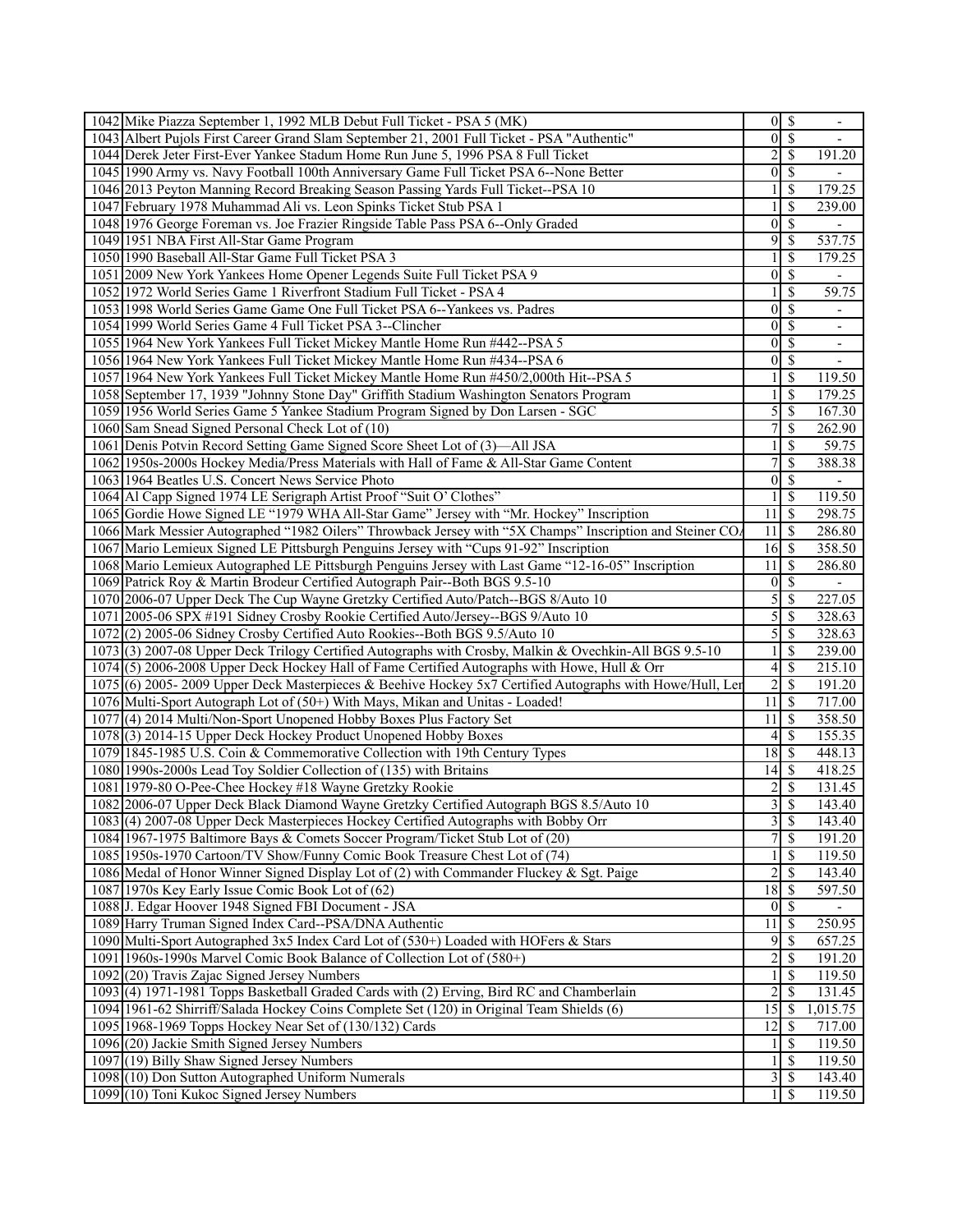| | | | | |
|---|---|---|---|---|
| 1042 | Mike Piazza September 1, 1992 MLB Debut Full Ticket - PSA 5 (MK) | 0 | $ | - |
| 1043 | Albert Pujols First Career Grand Slam September 21, 2001 Full Ticket - PSA "Authentic" | 0 | $ | - |
| 1044 | Derek Jeter First-Ever Yankee Stadum Home Run June 5, 1996 PSA 8 Full Ticket | 2 | $ | 191.20 |
| 1045 | 1990 Army vs. Navy Football 100th Anniversary Game Full Ticket PSA 6--None Better | 0 | $ | - |
| 1046 | 2013 Peyton Manning Record Breaking Season Passing Yards Full Ticket--PSA 10 | 1 | $ | 179.25 |
| 1047 | February 1978 Muhammad Ali vs. Leon Spinks Ticket Stub PSA 1 | 1 | $ | 239.00 |
| 1048 | 1976 George Foreman vs. Joe Frazier Ringside Table Pass PSA 6--Only Graded | 0 | $ | - |
| 1049 | 1951 NBA First All-Star Game Program | 9 | $ | 537.75 |
| 1050 | 1990 Baseball All-Star Game Full Ticket PSA 3 | 1 | $ | 179.25 |
| 1051 | 2009 New York Yankees Home Opener Legends Suite Full Ticket PSA 9 | 0 | $ | - |
| 1052 | 1972 World Series Game 1 Riverfront Stadium Full Ticket - PSA 4 | 1 | $ | 59.75 |
| 1053 | 1998 World Series Game Game One Full Ticket PSA 6--Yankees vs. Padres | 0 | $ | - |
| 1054 | 1999 World Series Game 4 Full Ticket PSA 3--Clincher | 0 | $ | - |
| 1055 | 1964 New York Yankees Full Ticket Mickey Mantle Home Run #442--PSA 5 | 0 | $ | - |
| 1056 | 1964 New York Yankees Full Ticket Mickey Mantle Home Run #434--PSA 6 | 0 | $ | - |
| 1057 | 1964 New York Yankees Full Ticket Mickey Mantle Home Run #450/2,000th Hit--PSA 5 | 1 | $ | 119.50 |
| 1058 | September 17, 1939 "Johnny Stone Day" Griffith Stadium Washington Senators Program | 1 | $ | 179.25 |
| 1059 | 1956 World Series Game 5 Yankee Stadium Program Signed by Don Larsen - SGC | 5 | $ | 167.30 |
| 1060 | Sam Snead Signed Personal Check Lot of (10) | 7 | $ | 262.90 |
| 1061 | Denis Potvin Record Setting Game Signed Score Sheet Lot of (3)—All JSA | 1 | $ | 59.75 |
| 1062 | 1950s-2000s Hockey Media/Press Materials with Hall of Fame & All-Star Game Content | 7 | $ | 388.38 |
| 1063 | 1964 Beatles U.S. Concert News Service Photo | 0 | $ | - |
| 1064 | Al Capp Signed 1974 LE Serigraph Artist Proof "Suit O' Clothes" | 1 | $ | 119.50 |
| 1065 | Gordie Howe Signed LE "1979 WHA All-Star Game" Jersey with "Mr. Hockey" Inscription | 11 | $ | 298.75 |
| 1066 | Mark Messier Autographed "1982 Oilers" Throwback Jersey with "5X Champs" Inscription and Steiner CO | 11 | $ | 286.80 |
| 1067 | Mario Lemieux Signed LE Pittsburgh Penguins Jersey with "Cups 91-92" Inscription | 16 | $ | 358.50 |
| 1068 | Mario Lemieux Autographed LE Pittsburgh Penguins Jersey with Last Game "12-16-05" Inscription | 11 | $ | 286.80 |
| 1069 | Patrick Roy & Martin Brodeur Certified Autograph Pair--Both BGS 9.5-10 | 0 | $ | - |
| 1070 | 2006-07 Upper Deck The Cup Wayne Gretzky Certified Auto/Patch--BGS 8/Auto 10 | 5 | $ | 227.05 |
| 1071 | 2005-06 SPX #191 Sidney Crosby Rookie Certified Auto/Jersey--BGS 9/Auto 10 | 5 | $ | 328.63 |
| 1072 | (2) 2005-06 Sidney Crosby Certified Auto Rookies--Both BGS 9.5/Auto 10 | 5 | $ | 328.63 |
| 1073 | (3) 2007-08 Upper Deck Trilogy Certified Autographs with Crosby, Malkin & Ovechkin-All BGS 9.5-10 | 1 | $ | 239.00 |
| 1074 | (5) 2006-2008 Upper Deck Hockey Hall of Fame Certified Autographs with Howe, Hull & Orr | 4 | $ | 215.10 |
| 1075 | (6) 2005- 2009 Upper Deck Masterpieces & Beehive Hockey 5x7 Certified Autographs with Howe/Hull, Le | 2 | $ | 191.20 |
| 1076 | Multi-Sport Autograph Lot of (50+) With Mays, Mikan and Unitas - Loaded! | 11 | $ | 717.00 |
| 1077 | (4) 2014 Multi/Non-Sport Unopened Hobby Boxes Plus Factory Set | 11 | $ | 358.50 |
| 1078 | (3) 2014-15 Upper Deck Hockey Product Unopened Hobby Boxes | 4 | $ | 155.35 |
| 1079 | 1845-1985 U.S. Coin & Commemorative Collection with 19th Century Types | 18 | $ | 448.13 |
| 1080 | 1990s-2000s Lead Toy Soldier Collection of (135) with Britains | 14 | $ | 418.25 |
| 1081 | 1979-80 O-Pee-Chee Hockey #18 Wayne Gretzky Rookie | 2 | $ | 131.45 |
| 1082 | 2006-07 Upper Deck Black Diamond Wayne Gretzky Certified Autograph BGS 8.5/Auto 10 | 3 | $ | 143.40 |
| 1083 | (4) 2007-08 Upper Deck Masterpieces Hockey Certified Autographs with Bobby Orr | 3 | $ | 143.40 |
| 1084 | 1967-1975 Baltimore Bays & Comets Soccer Program/Ticket Stub Lot of (20) | 7 | $ | 191.20 |
| 1085 | 1950s-1970 Cartoon/TV Show/Funny Comic Book Treasure Chest Lot of (74) | 1 | $ | 119.50 |
| 1086 | Medal of Honor Winner Signed Display Lot of (2) with Commander Fluckey & Sgt. Paige | 2 | $ | 143.40 |
| 1087 | 1970s Key Early Issue Comic Book Lot of (62) | 18 | $ | 597.50 |
| 1088 | J. Edgar Hoover 1948 Signed FBI Document - JSA | 0 | $ | - |
| 1089 | Harry Truman Signed Index Card--PSA/DNA Authentic | 11 | $ | 250.95 |
| 1090 | Multi-Sport Autographed 3x5 Index Card Lot of (530+) Loaded with HOFers & Stars | 9 | $ | 657.25 |
| 1091 | 1960s-1990s Marvel Comic Book Balance of Collection Lot of (580+) | 2 | $ | 191.20 |
| 1092 | (20) Travis Zajac Signed Jersey Numbers | 1 | $ | 119.50 |
| 1093 | (4) 1971-1981 Topps Basketball Graded Cards with (2) Erving, Bird RC and Chamberlain | 2 | $ | 131.45 |
| 1094 | 1961-62 Shirriff/Salada Hockey Coins Complete Set (120) in Original Team Shields (6) | 15 | $ | 1,015.75 |
| 1095 | 1968-1969 Topps Hockey Near Set of (130/132) Cards | 12 | $ | 717.00 |
| 1096 | (20) Jackie Smith Signed Jersey Numbers | 1 | $ | 119.50 |
| 1097 | (19) Billy Shaw Signed Jersey Numbers | 1 | $ | 119.50 |
| 1098 | (10) Don Sutton Autographed Uniform Numerals | 3 | $ | 143.40 |
| 1099 | (10) Toni Kukoc Signed Jersey Numbers | 1 | $ | 119.50 |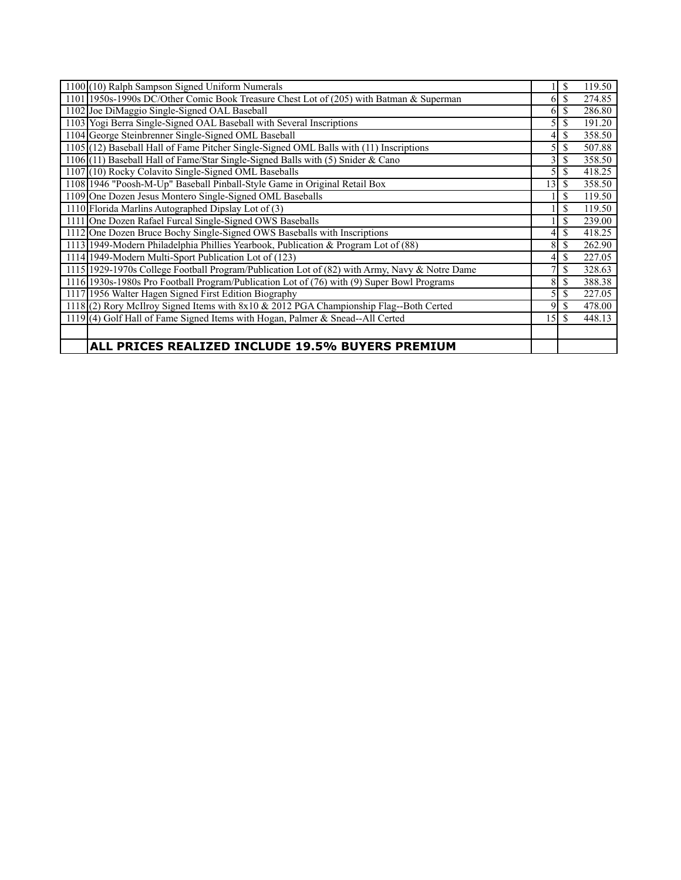| | | | | |
|---|---|---|---|---|
| 1100 | (10) Ralph Sampson Signed Uniform Numerals | 1 | $ | 119.50 |
| 1101 | 1950s-1990s DC/Other Comic Book Treasure Chest Lot of (205) with Batman & Superman | 6 | $ | 274.85 |
| 1102 | Joe DiMaggio Single-Signed OAL Baseball | 6 | $ | 286.80 |
| 1103 | Yogi Berra Single-Signed OAL Baseball with Several Inscriptions | 5 | $ | 191.20 |
| 1104 | George Steinbrenner Single-Signed OML Baseball | 4 | $ | 358.50 |
| 1105 | (12) Baseball Hall of Fame Pitcher Single-Signed OML Balls with (11) Inscriptions | 5 | $ | 507.88 |
| 1106 | (11) Baseball Hall of Fame/Star Single-Signed Balls with (5) Snider & Cano | 3 | $ | 358.50 |
| 1107 | (10) Rocky Colavito Single-Signed OML Baseballs | 5 | $ | 418.25 |
| 1108 | 1946 "Poosh-M-Up" Baseball Pinball-Style Game in Original Retail Box | 13 | $ | 358.50 |
| 1109 | One Dozen Jesus Montero Single-Signed OML Baseballs | 1 | $ | 119.50 |
| 1110 | Florida Marlins Autographed Dipslay Lot of (3) | 1 | $ | 119.50 |
| 1111 | One Dozen Rafael Furcal Single-Signed OWS Baseballs | 1 | $ | 239.00 |
| 1112 | One Dozen Bruce Bochy Single-Signed OWS Baseballs with Inscriptions | 4 | $ | 418.25 |
| 1113 | 1949-Modern Philadelphia Phillies Yearbook, Publication & Program Lot of (88) | 8 | $ | 262.90 |
| 1114 | 1949-Modern Multi-Sport Publication Lot of (123) | 4 | $ | 227.05 |
| 1115 | 1929-1970s College Football Program/Publication Lot of (82) with Army, Navy & Notre Dame | 7 | $ | 328.63 |
| 1116 | 1930s-1980s Pro Football Program/Publication Lot of (76) with (9) Super Bowl Programs | 8 | $ | 388.38 |
| 1117 | 1956 Walter Hagen Signed First Edition Biography | 5 | $ | 227.05 |
| 1118 | (2) Rory McIlroy Signed Items with 8x10 & 2012 PGA Championship Flag--Both Certed | 9 | $ | 478.00 |
| 1119 | (4) Golf Hall of Fame Signed Items with Hogan, Palmer & Snead--All Certed | 15 | $ | 448.13 |
| | | | | |
| | **ALL PRICES REALIZED INCLUDE 19.5% BUYERS PREMIUM** | | | |